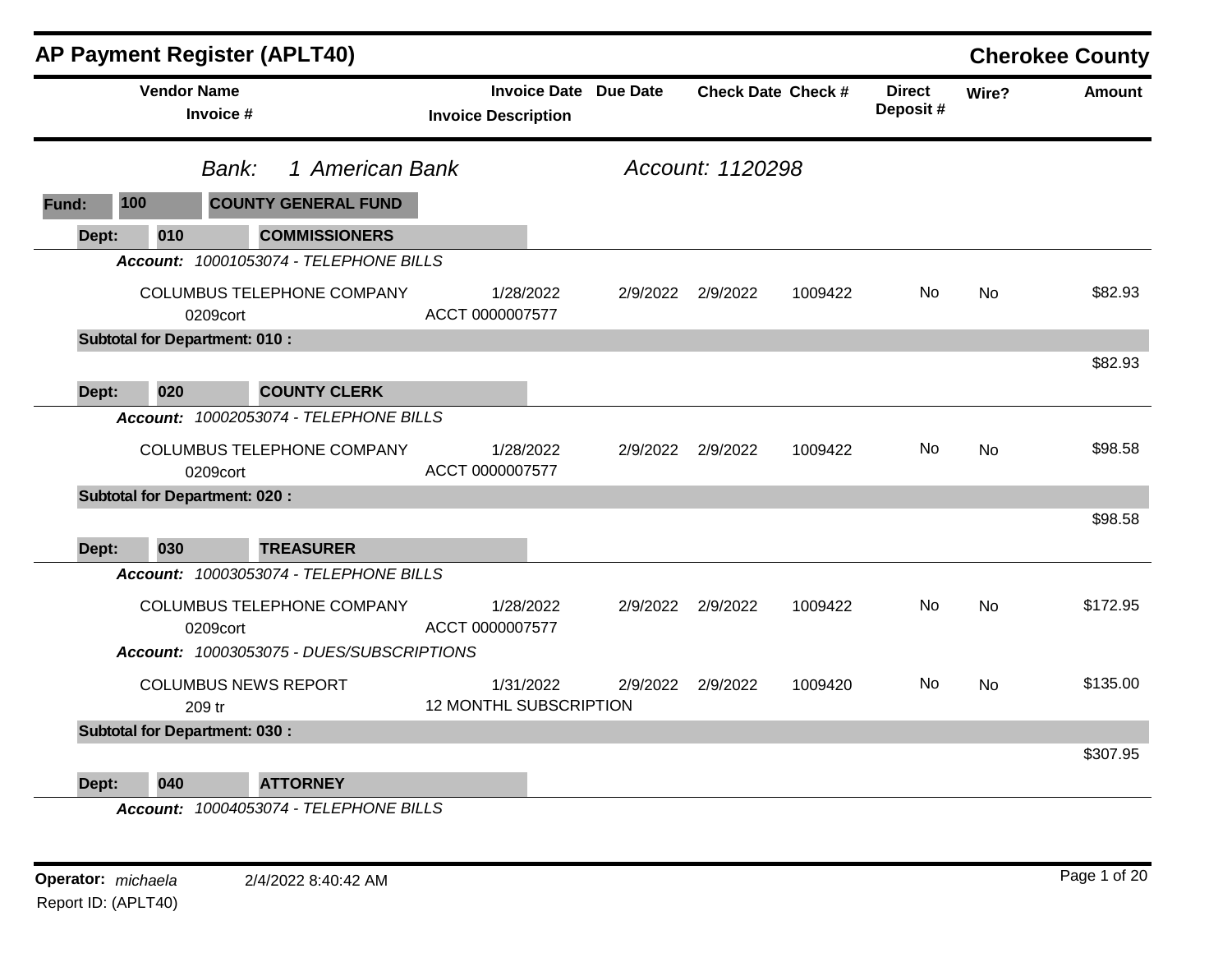# AP Payment Register (APLT40)

**Cherokee County**

| Vendor Name / Invoice # | Invoice Date / Invoice Description | Due Date | Check Date | Check # | Direct Deposit # | Wire? | Amount |
|---|---|---|---|---|---|---|---|

*Bank:* *1 American Bank* *Account: 1120298*

**Fund: 100 COUNTY GENERAL FUND**

**Dept: 010 COMMISSIONERS**

***Account:*** *10001053074 - TELEPHONE BILLS*

| Vendor Name / Invoice # | Invoice Date / Invoice Description | Due Date | Check Date | Check # | Direct Deposit # | Wire? | Amount |
|---|---|---|---|---|---|---|---|
| COLUMBUS TELEPHONE COMPANY<br>0209cort | 1/28/2022<br>ACCT 0000007577 | 2/9/2022 | 2/9/2022 | 1009422 | No | No | $82.93 |

**Subtotal for Department: 010 :** $82.93

**Dept: 020 COUNTY CLERK**

***Account:*** *10002053074 - TELEPHONE BILLS*

| Vendor Name / Invoice # | Invoice Date / Invoice Description | Due Date | Check Date | Check # | Direct Deposit # | Wire? | Amount |
|---|---|---|---|---|---|---|---|
| COLUMBUS TELEPHONE COMPANY<br>0209cort | 1/28/2022<br>ACCT 0000007577 | 2/9/2022 | 2/9/2022 | 1009422 | No | No | $98.58 |

**Subtotal for Department: 020 :** $98.58

**Dept: 030 TREASURER**

***Account:*** *10003053074 - TELEPHONE BILLS*

| Vendor Name / Invoice # | Invoice Date / Invoice Description | Due Date | Check Date | Check # | Direct Deposit # | Wire? | Amount |
|---|---|---|---|---|---|---|---|
| COLUMBUS TELEPHONE COMPANY<br>0209cort | 1/28/2022<br>ACCT 0000007577 | 2/9/2022 | 2/9/2022 | 1009422 | No | No | $172.95 |

***Account:*** *10003053075 - DUES/SUBSCRIPTIONS*

| Vendor Name / Invoice # | Invoice Date / Invoice Description | Due Date | Check Date | Check # | Direct Deposit # | Wire? | Amount |
|---|---|---|---|---|---|---|---|
| COLUMBUS NEWS REPORT<br>209 tr | 1/31/2022<br>12 MONTHL SUBSCRIPTION | 2/9/2022 | 2/9/2022 | 1009420 | No | No | $135.00 |

**Subtotal for Department: 030 :** $307.95

**Dept: 040 ATTORNEY**

***Account:*** *10004053074 - TELEPHONE BILLS*

**Operator:** *michaela* 2/4/2022 8:40:42 AM

Report ID: (APLT40)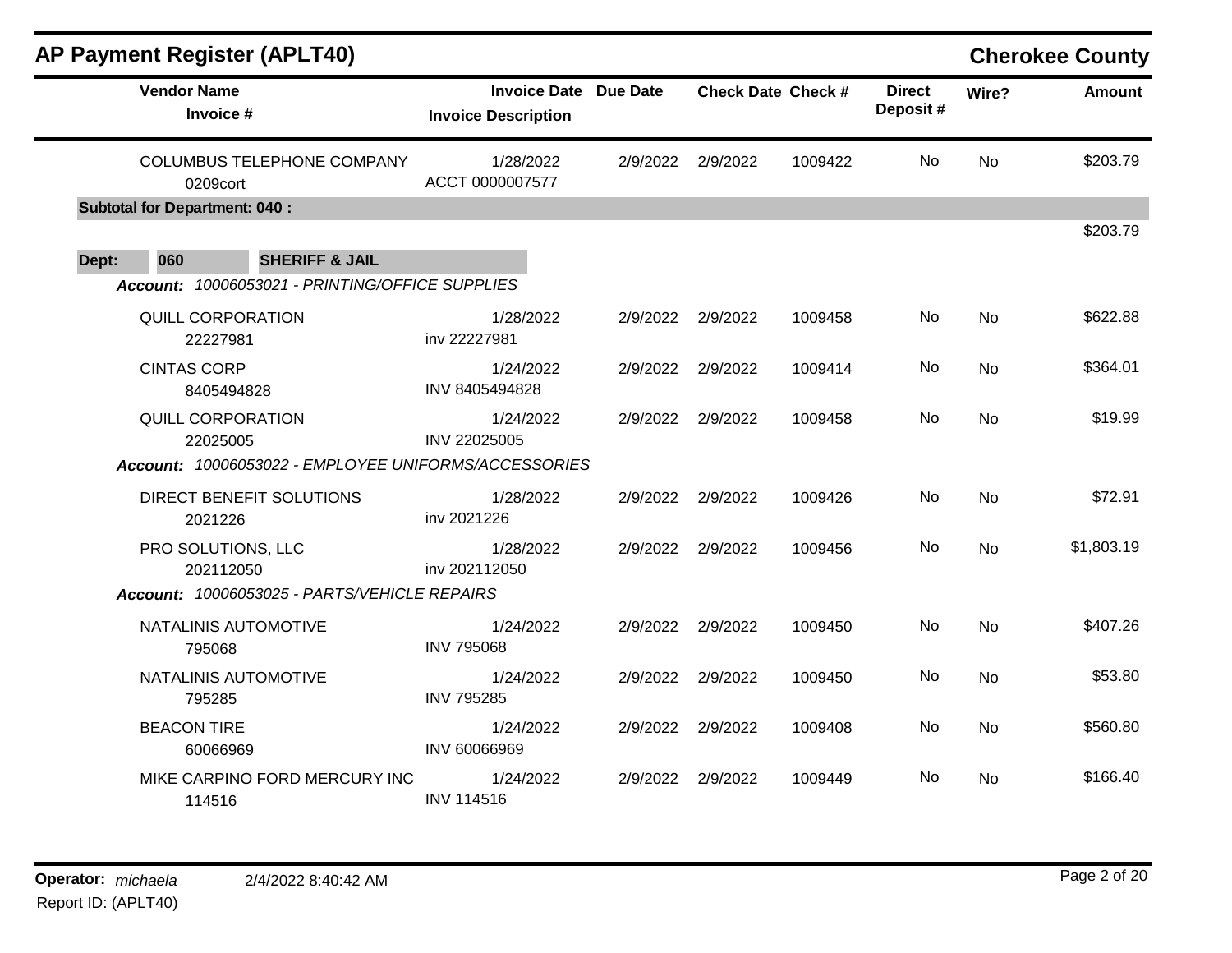# AP Payment Register (APLT40)

## Cherokee County

| Vendor Name / Invoice # | Invoice Date / Invoice Description | Due Date | Check Date | Check # | Direct Deposit # | Wire? | Amount |
|---|---|---|---|---|---|---|---|
| COLUMBUS TELEPHONE COMPANY<br>0209cort | 1/28/2022<br>ACCT 0000007577 | 2/9/2022 | 2/9/2022 | 1009422 | No | No | $203.79 |
| **Subtotal for Department: 040 :** | | | | | | | $203.79 |

**Dept: 060 SHERIFF & JAIL**

*Account: 10006053021 - PRINTING/OFFICE SUPPLIES*

| Vendor Name / Invoice # | Invoice Date / Invoice Description | Due Date | Check Date | Check # | Direct Deposit # | Wire? | Amount |
|---|---|---|---|---|---|---|---|
| QUILL CORPORATION<br>22227981 | 1/28/2022<br>inv 22227981 | 2/9/2022 | 2/9/2022 | 1009458 | No | No | $622.88 |
| CINTAS CORP<br>8405494828 | 1/24/2022<br>INV 8405494828 | 2/9/2022 | 2/9/2022 | 1009414 | No | No | $364.01 |
| QUILL CORPORATION<br>22025005 | 1/24/2022<br>INV 22025005 | 2/9/2022 | 2/9/2022 | 1009458 | No | No | $19.99 |

*Account: 10006053022 - EMPLOYEE UNIFORMS/ACCESSORIES*

| Vendor Name / Invoice # | Invoice Date / Invoice Description | Due Date | Check Date | Check # | Direct Deposit # | Wire? | Amount |
|---|---|---|---|---|---|---|---|
| DIRECT BENEFIT SOLUTIONS<br>2021226 | 1/28/2022<br>inv 2021226 | 2/9/2022 | 2/9/2022 | 1009426 | No | No | $72.91 |
| PRO SOLUTIONS, LLC<br>202112050 | 1/28/2022<br>inv 202112050 | 2/9/2022 | 2/9/2022 | 1009456 | No | No | $1,803.19 |

*Account: 10006053025 - PARTS/VEHICLE REPAIRS*

| Vendor Name / Invoice # | Invoice Date / Invoice Description | Due Date | Check Date | Check # | Direct Deposit # | Wire? | Amount |
|---|---|---|---|---|---|---|---|
| NATALINIS AUTOMOTIVE<br>795068 | 1/24/2022<br>INV 795068 | 2/9/2022 | 2/9/2022 | 1009450 | No | No | $407.26 |
| NATALINIS AUTOMOTIVE<br>795285 | 1/24/2022<br>INV 795285 | 2/9/2022 | 2/9/2022 | 1009450 | No | No | $53.80 |
| BEACON TIRE<br>60066969 | 1/24/2022<br>INV 60066969 | 2/9/2022 | 2/9/2022 | 1009408 | No | No | $560.80 |
| MIKE CARPINO FORD MERCURY INC<br>114516 | 1/24/2022<br>INV 114516 | 2/9/2022 | 2/9/2022 | 1009449 | No | No | $166.40 |

**Operator:** *michaela* 2/4/2022 8:40:42 AM

Report ID: (APLT40)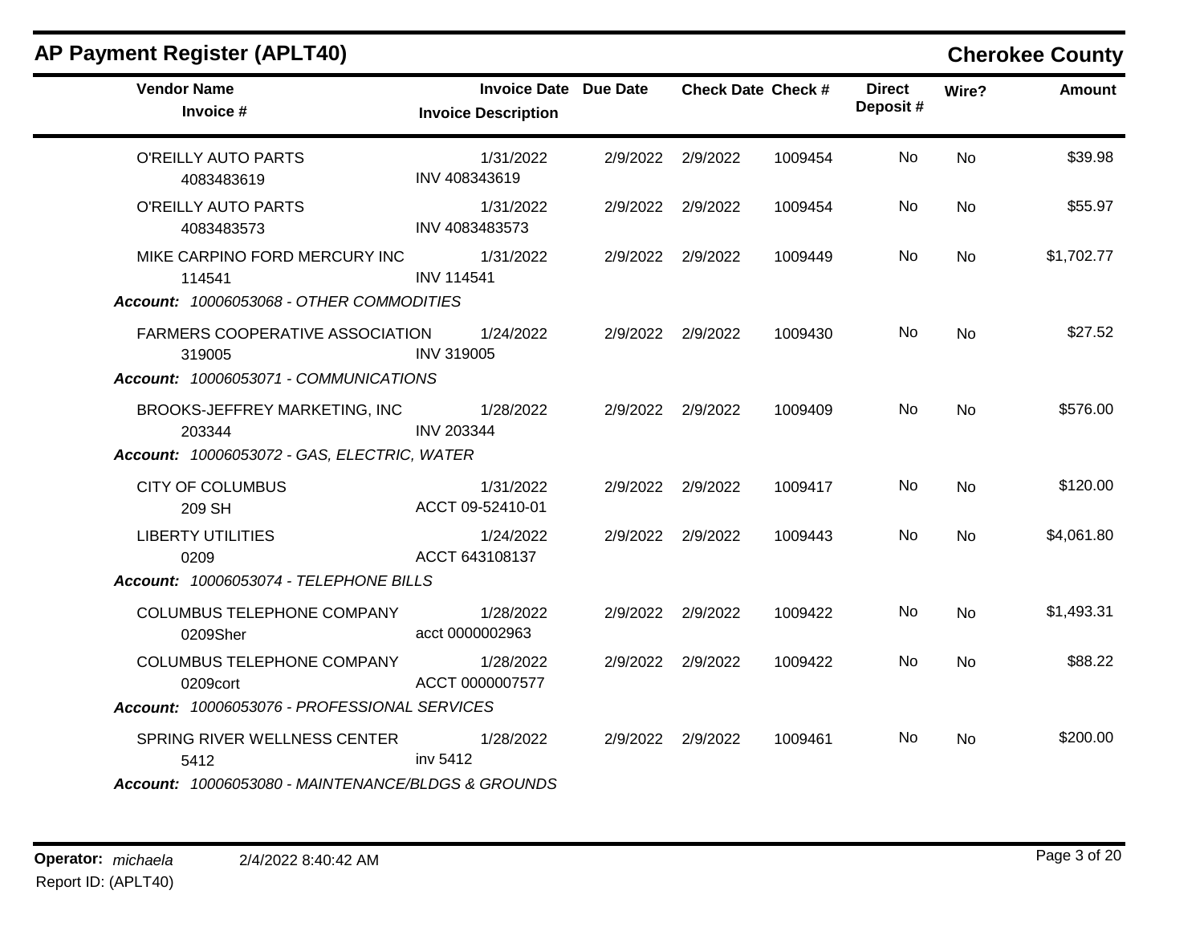## AP Payment Register (APLT40)

**Cherokee County**

| Vendor Name / Invoice # | Invoice Date / Invoice Description | Due Date | Check Date | Check # | Direct Deposit # | Wire? | Amount |
|---|---|---|---|---|---|---|---|
| O'REILLY AUTO PARTS<br>4083483619 | 1/31/2022<br>INV 408343619 | 2/9/2022 | 2/9/2022 | 1009454 | No | No | $39.98 |
| O'REILLY AUTO PARTS<br>4083483573 | 1/31/2022<br>INV 4083483573 | 2/9/2022 | 2/9/2022 | 1009454 | No | No | $55.97 |
| MIKE CARPINO FORD MERCURY INC<br>114541 | 1/31/2022<br>INV 114541 | 2/9/2022 | 2/9/2022 | 1009449 | No | No | $1,702.77 |
| ***Account:*** *10006053068 - OTHER COMMODITIES* | | | | | | | |
| FARMERS COOPERATIVE ASSOCIATION<br>319005 | 1/24/2022<br>INV 319005 | 2/9/2022 | 2/9/2022 | 1009430 | No | No | $27.52 |
| ***Account:*** *10006053071 - COMMUNICATIONS* | | | | | | | |
| BROOKS-JEFFREY MARKETING, INC<br>203344 | 1/28/2022<br>INV 203344 | 2/9/2022 | 2/9/2022 | 1009409 | No | No | $576.00 |
| ***Account:*** *10006053072 - GAS, ELECTRIC, WATER* | | | | | | | |
| CITY OF COLUMBUS<br>209 SH | 1/31/2022<br>ACCT 09-52410-01 | 2/9/2022 | 2/9/2022 | 1009417 | No | No | $120.00 |
| LIBERTY UTILITIES<br>0209 | 1/24/2022<br>ACCT 643108137 | 2/9/2022 | 2/9/2022 | 1009443 | No | No | $4,061.80 |
| ***Account:*** *10006053074 - TELEPHONE BILLS* | | | | | | | |
| COLUMBUS TELEPHONE COMPANY<br>0209Sher | 1/28/2022<br>acct 0000002963 | 2/9/2022 | 2/9/2022 | 1009422 | No | No | $1,493.31 |
| COLUMBUS TELEPHONE COMPANY<br>0209cort | 1/28/2022<br>ACCT 0000007577 | 2/9/2022 | 2/9/2022 | 1009422 | No | No | $88.22 |
| ***Account:*** *10006053076 - PROFESSIONAL SERVICES* | | | | | | | |
| SPRING RIVER WELLNESS CENTER<br>5412 | 1/28/2022<br>inv 5412 | 2/9/2022 | 2/9/2022 | 1009461 | No | No | $200.00 |
| ***Account:*** *10006053080 - MAINTENANCE/BLDGS & GROUNDS* | | | | | | | |

**Operator:** *michaela* 2/4/2022 8:40:42 AM
Report ID: (APLT40)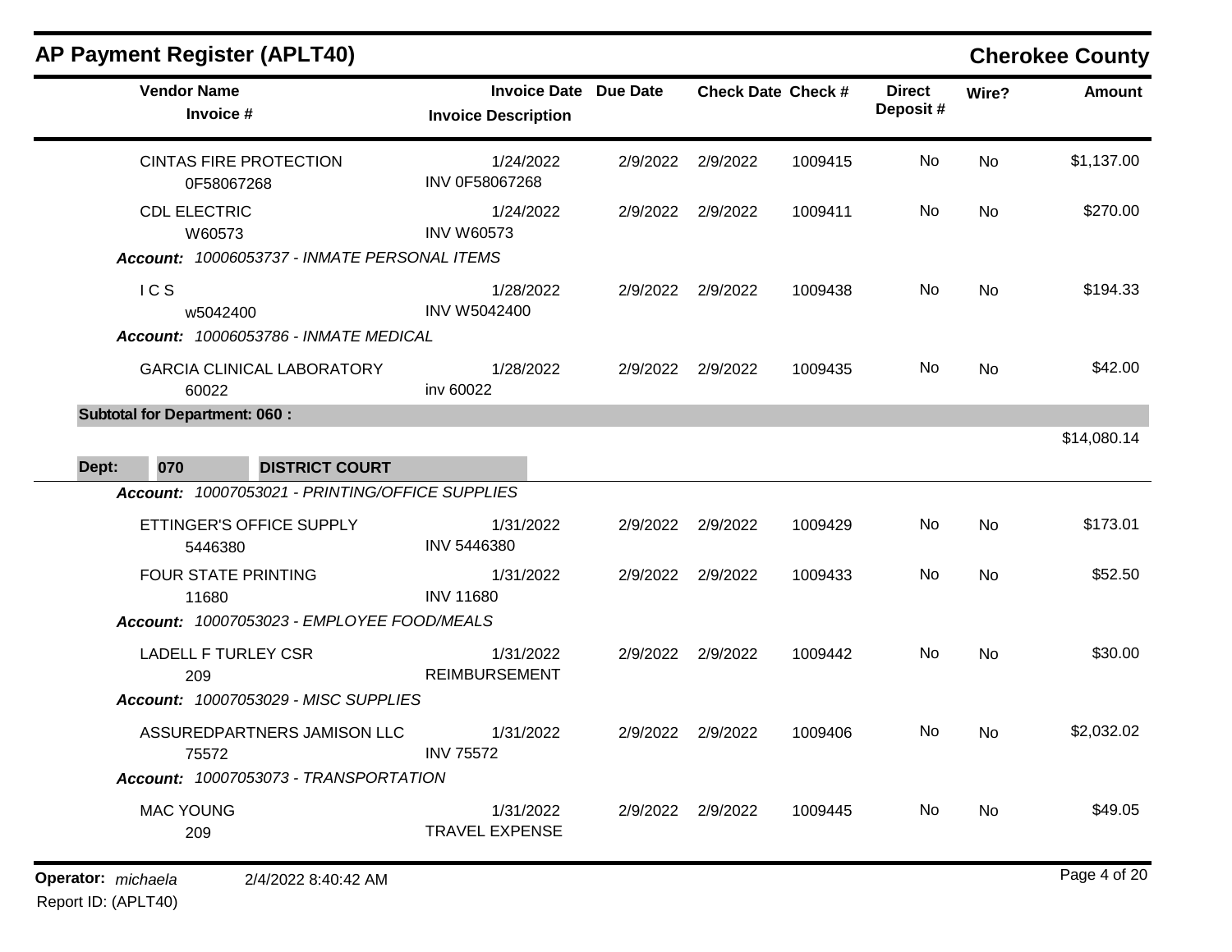## AP Payment Register (APLT40)

**Cherokee County**

| Vendor Name / Invoice # | Invoice Date / Invoice Description | Due Date | Check Date | Check # | Direct Deposit # | Wire? | Amount |
|---|---|---|---|---|---|---|---|
| CINTAS FIRE PROTECTION<br>0F58067268 | 1/24/2022<br>INV 0F58067268 | 2/9/2022 | 2/9/2022 | 1009415 | No | No | $1,137.00 |
| CDL ELECTRIC<br>W60573 | 1/24/2022<br>INV W60573 | 2/9/2022 | 2/9/2022 | 1009411 | No | No | $270.00 |
| ***Account:** 10006053737 - INMATE PERSONAL ITEMS* | | | | | | | |
| I C S<br>w5042400 | 1/28/2022<br>INV W5042400 | 2/9/2022 | 2/9/2022 | 1009438 | No | No | $194.33 |
| ***Account:** 10006053786 - INMATE MEDICAL* | | | | | | | |
| GARCIA CLINICAL LABORATORY<br>60022 | 1/28/2022<br>inv 60022 | 2/9/2022 | 2/9/2022 | 1009435 | No | No | $42.00 |
| **Subtotal for Department: 060 :** | | | | | | | $14,080.14 |

**Dept: 070 DISTRICT COURT**

| Vendor Name / Invoice # | Invoice Date / Invoice Description | Due Date | Check Date | Check # | Direct Deposit # | Wire? | Amount |
|---|---|---|---|---|---|---|---|
| ***Account:** 10007053021 - PRINTING/OFFICE SUPPLIES* | | | | | | | |
| ETTINGER'S OFFICE SUPPLY<br>5446380 | 1/31/2022<br>INV 5446380 | 2/9/2022 | 2/9/2022 | 1009429 | No | No | $173.01 |
| FOUR STATE PRINTING<br>11680 | 1/31/2022<br>INV 11680 | 2/9/2022 | 2/9/2022 | 1009433 | No | No | $52.50 |
| ***Account:** 10007053023 - EMPLOYEE FOOD/MEALS* | | | | | | | |
| LADELL F TURLEY CSR<br>209 | 1/31/2022<br>REIMBURSEMENT | 2/9/2022 | 2/9/2022 | 1009442 | No | No | $30.00 |
| ***Account:** 10007053029 - MISC SUPPLIES* | | | | | | | |
| ASSUREDPARTNERS JAMISON LLC<br>75572 | 1/31/2022<br>INV 75572 | 2/9/2022 | 2/9/2022 | 1009406 | No | No | $2,032.02 |
| ***Account:** 10007053073 - TRANSPORTATION* | | | | | | | |
| MAC YOUNG<br>209 | 1/31/2022<br>TRAVEL EXPENSE | 2/9/2022 | 2/9/2022 | 1009445 | No | No | $49.05 |

**Operator:** *michaela* 2/4/2022 8:40:42 AM

Report ID: (APLT40)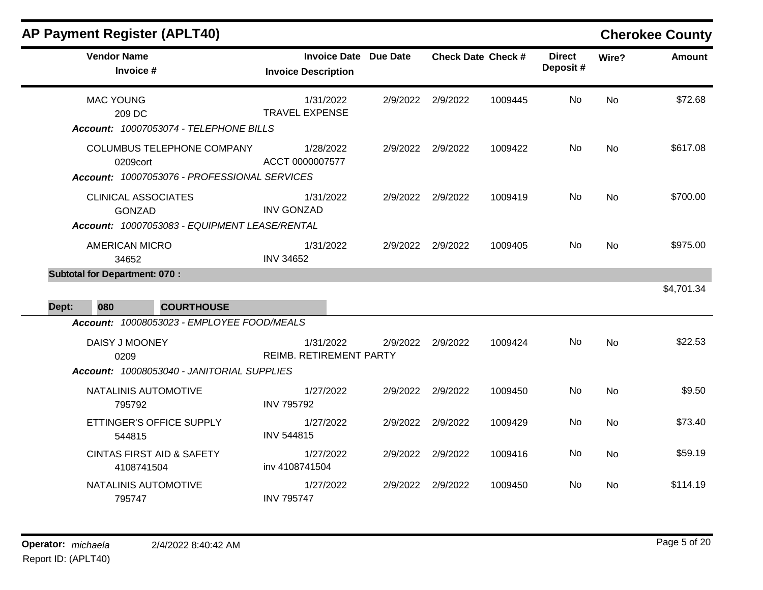## AP Payment Register (APLT40)

**Cherokee County**

| Vendor Name / Invoice # | Invoice Date / Invoice Description | Due Date | Check Date | Check # | Direct Deposit # | Wire? | Amount |
|---|---|---|---|---|---|---|---|
| MAC YOUNG | 1/31/2022 | 2/9/2022 | 2/9/2022 | 1009445 | No | No | $72.68 |
| 209 DC | TRAVEL EXPENSE | | | | | | |
| ***Account:*** *10007053074 - TELEPHONE BILLS* | | | | | | | |
| COLUMBUS TELEPHONE COMPANY | 1/28/2022 | 2/9/2022 | 2/9/2022 | 1009422 | No | No | $617.08 |
| 0209cort | ACCT 0000007577 | | | | | | |
| ***Account:*** *10007053076 - PROFESSIONAL SERVICES* | | | | | | | |
| CLINICAL ASSOCIATES | 1/31/2022 | 2/9/2022 | 2/9/2022 | 1009419 | No | No | $700.00 |
| GONZAD | INV GONZAD | | | | | | |
| ***Account:*** *10007053083 - EQUIPMENT LEASE/RENTAL* | | | | | | | |
| AMERICAN MICRO | 1/31/2022 | 2/9/2022 | 2/9/2022 | 1009405 | No | No | $975.00 |
| 34652 | INV 34652 | | | | | | |
| **Subtotal for Department: 070 :** | | | | | | | $4,701.34 |

**Dept: 080 COURTHOUSE**

| Vendor Name / Invoice # | Invoice Date / Invoice Description | Due Date | Check Date | Check # | Direct Deposit # | Wire? | Amount |
|---|---|---|---|---|---|---|---|
| ***Account:*** *10008053023 - EMPLOYEE FOOD/MEALS* | | | | | | | |
| DAISY J MOONEY | 1/31/2022 | 2/9/2022 | 2/9/2022 | 1009424 | No | No | $22.53 |
| 0209 | REIMB. RETIREMENT PARTY | | | | | | |
| ***Account:*** *10008053040 - JANITORIAL SUPPLIES* | | | | | | | |
| NATALINIS AUTOMOTIVE | 1/27/2022 | 2/9/2022 | 2/9/2022 | 1009450 | No | No | $9.50 |
| 795792 | INV 795792 | | | | | | |
| ETTINGER'S OFFICE SUPPLY | 1/27/2022 | 2/9/2022 | 2/9/2022 | 1009429 | No | No | $73.40 |
| 544815 | INV 544815 | | | | | | |
| CINTAS FIRST AID & SAFETY | 1/27/2022 | 2/9/2022 | 2/9/2022 | 1009416 | No | No | $59.19 |
| 4108741504 | inv 4108741504 | | | | | | |
| NATALINIS AUTOMOTIVE | 1/27/2022 | 2/9/2022 | 2/9/2022 | 1009450 | No | No | $114.19 |
| 795747 | INV 795747 | | | | | | |

**Operator:** *michaela* 2/4/2022 8:40:42 AM

Report ID: (APLT40)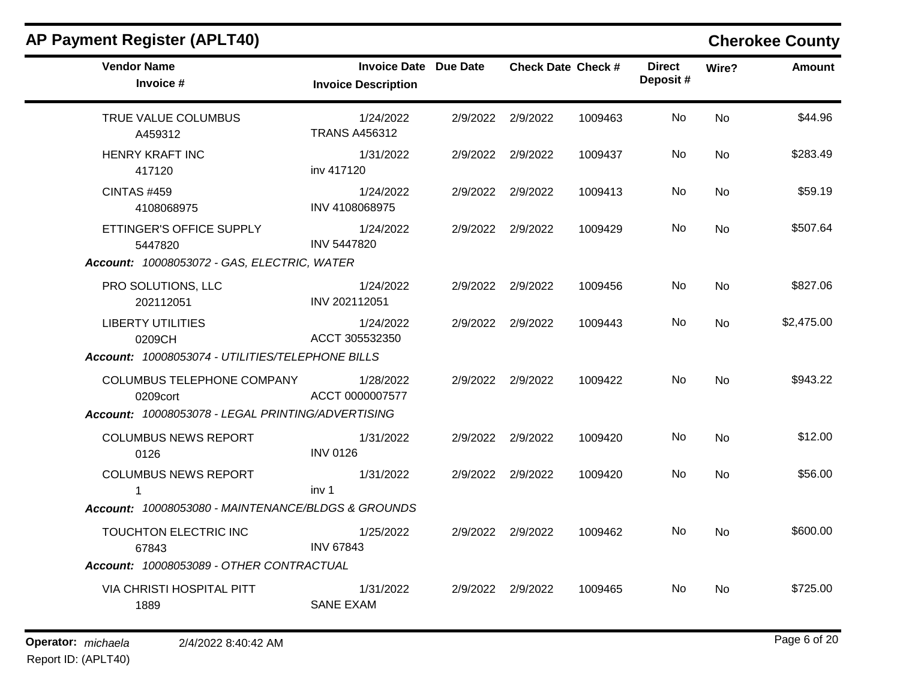## AP Payment Register (APLT40)

**Cherokee County**

| Vendor Name / Invoice # | Invoice Date / Invoice Description | Due Date | Check Date | Check # | Direct Deposit # | Wire? | Amount |
|---|---|---|---|---|---|---|---|
| TRUE VALUE COLUMBUS<br>A459312 | 1/24/2022<br>TRANS A456312 | 2/9/2022 | 2/9/2022 | 1009463 | No | No | $44.96 |
| HENRY KRAFT INC<br>417120 | 1/31/2022<br>inv 417120 | 2/9/2022 | 2/9/2022 | 1009437 | No | No | $283.49 |
| CINTAS #459<br>4108068975 | 1/24/2022<br>INV 4108068975 | 2/9/2022 | 2/9/2022 | 1009413 | No | No | $59.19 |
| ETTINGER'S OFFICE SUPPLY<br>5447820 | 1/24/2022<br>INV 5447820 | 2/9/2022 | 2/9/2022 | 1009429 | No | No | $507.64 |
| ***Account:* 10008053072 - GAS, ELECTRIC, WATER** | | | | | | | |
| PRO SOLUTIONS, LLC<br>202112051 | 1/24/2022<br>INV 202112051 | 2/9/2022 | 2/9/2022 | 1009456 | No | No | $827.06 |
| LIBERTY UTILITIES<br>0209CH | 1/24/2022<br>ACCT 305532350 | 2/9/2022 | 2/9/2022 | 1009443 | No | No | $2,475.00 |
| ***Account:* 10008053074 - UTILITIES/TELEPHONE BILLS** | | | | | | | |
| COLUMBUS TELEPHONE COMPANY<br>0209cort | 1/28/2022<br>ACCT 0000007577 | 2/9/2022 | 2/9/2022 | 1009422 | No | No | $943.22 |
| ***Account:* 10008053078 - LEGAL PRINTING/ADVERTISING** | | | | | | | |
| COLUMBUS NEWS REPORT<br>0126 | 1/31/2022<br>INV 0126 | 2/9/2022 | 2/9/2022 | 1009420 | No | No | $12.00 |
| COLUMBUS NEWS REPORT<br>1 | 1/31/2022<br>inv 1 | 2/9/2022 | 2/9/2022 | 1009420 | No | No | $56.00 |
| ***Account:* 10008053080 - MAINTENANCE/BLDGS & GROUNDS** | | | | | | | |
| TOUCHTON ELECTRIC INC<br>67843 | 1/25/2022<br>INV 67843 | 2/9/2022 | 2/9/2022 | 1009462 | No | No | $600.00 |
| ***Account:* 10008053089 - OTHER CONTRACTUAL** | | | | | | | |
| VIA CHRISTI HOSPITAL PITT<br>1889 | 1/31/2022<br>SANE EXAM | 2/9/2022 | 2/9/2022 | 1009465 | No | No | $725.00 |

**Operator:** *michaela* 2/4/2022 8:40:42 AM

Report ID: (APLT40)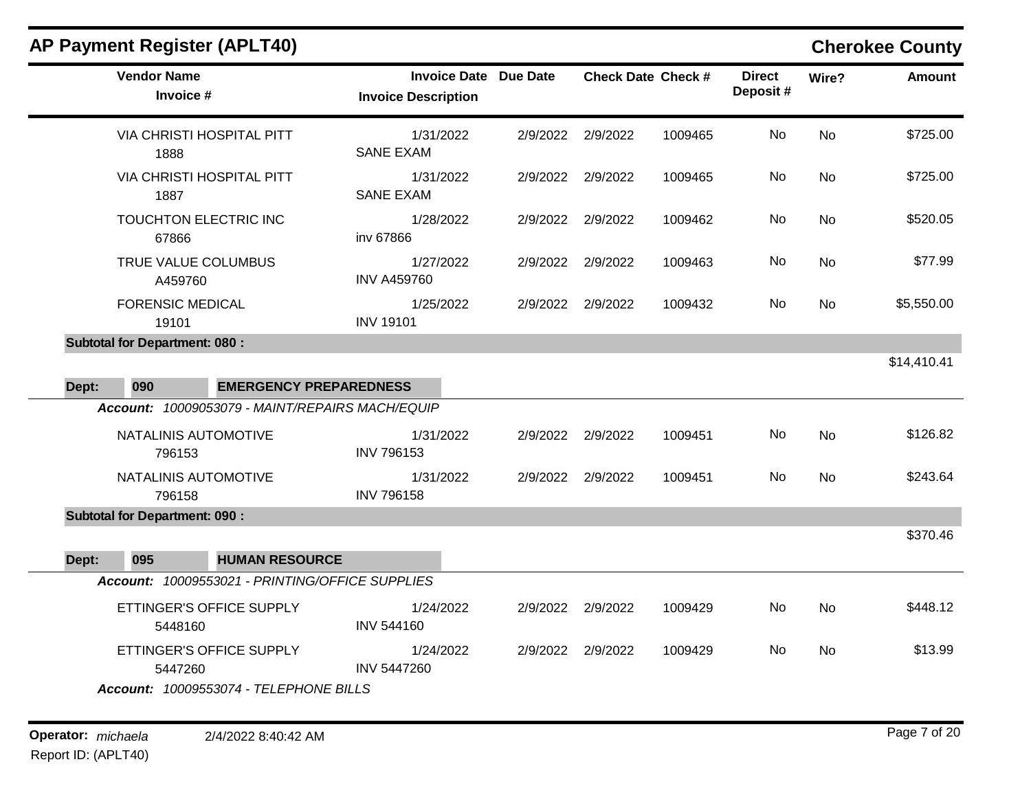## AP Payment Register (APLT40)

**Cherokee County**

| Vendor Name / Invoice # | Invoice Date / Invoice Description | Due Date | Check Date | Check # | Direct Deposit # | Wire? | Amount |
|---|---|---|---|---|---|---|---|
| VIA CHRISTI HOSPITAL PITT<br>1888 | 1/31/2022<br>SANE EXAM | 2/9/2022 | 2/9/2022 | 1009465 | No | No | $725.00 |
| VIA CHRISTI HOSPITAL PITT<br>1887 | 1/31/2022<br>SANE EXAM | 2/9/2022 | 2/9/2022 | 1009465 | No | No | $725.00 |
| TOUCHTON ELECTRIC INC<br>67866 | 1/28/2022<br>inv 67866 | 2/9/2022 | 2/9/2022 | 1009462 | No | No | $520.05 |
| TRUE VALUE COLUMBUS<br>A459760 | 1/27/2022<br>INV A459760 | 2/9/2022 | 2/9/2022 | 1009463 | No | No | $77.99 |
| FORENSIC MEDICAL<br>19101 | 1/25/2022<br>INV 19101 | 2/9/2022 | 2/9/2022 | 1009432 | No | No | $5,550.00 |
| **Subtotal for Department: 080 :** | | | | | | | $14,410.41 |

**Dept: 090 EMERGENCY PREPAREDNESS**

***Account:*** *10009053079 - MAINT/REPAIRS MACH/EQUIP*

| Vendor Name / Invoice # | Invoice Date / Invoice Description | Due Date | Check Date | Check # | Direct Deposit # | Wire? | Amount |
|---|---|---|---|---|---|---|---|
| NATALINIS AUTOMOTIVE<br>796153 | 1/31/2022<br>INV 796153 | 2/9/2022 | 2/9/2022 | 1009451 | No | No | $126.82 |
| NATALINIS AUTOMOTIVE<br>796158 | 1/31/2022<br>INV 796158 | 2/9/2022 | 2/9/2022 | 1009451 | No | No | $243.64 |
| **Subtotal for Department: 090 :** | | | | | | | $370.46 |

**Dept: 095 HUMAN RESOURCE**

***Account:*** *10009553021 - PRINTING/OFFICE SUPPLIES*

| Vendor Name / Invoice # | Invoice Date / Invoice Description | Due Date | Check Date | Check # | Direct Deposit # | Wire? | Amount |
|---|---|---|---|---|---|---|---|
| ETTINGER'S OFFICE SUPPLY<br>5448160 | 1/24/2022<br>INV 544160 | 2/9/2022 | 2/9/2022 | 1009429 | No | No | $448.12 |
| ETTINGER'S OFFICE SUPPLY<br>5447260 | 1/24/2022<br>INV 5447260 | 2/9/2022 | 2/9/2022 | 1009429 | No | No | $13.99 |

***Account:*** *10009553074 - TELEPHONE BILLS*

Operator: *michaela* 2/4/2022 8:40:42 AM

Report ID: (APLT40)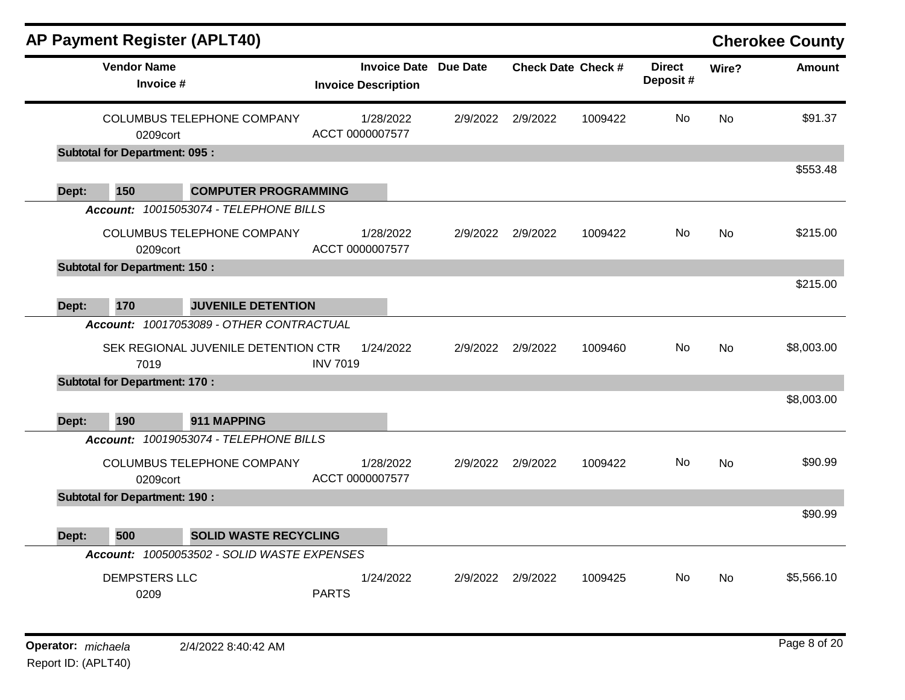# AP Payment Register (APLT40)

**Cherokee County**

| Vendor Name / Invoice # | Invoice Date / Invoice Description | Due Date | Check Date | Check # | Direct Deposit # | Wire? | Amount |
|---|---|---|---|---|---|---|---|
| COLUMBUS TELEPHONE COMPANY 0209cort | 1/28/2022 ACCT 0000007577 | 2/9/2022 | 2/9/2022 | 1009422 | No | No | $91.37 |
| **Subtotal for Department: 095 :** | | | | | | | $553.48 |
| **Dept: 150 COMPUTER PROGRAMMING** | | | | | | | |
| ***Account: 10015053074 - TELEPHONE BILLS*** | | | | | | | |
| COLUMBUS TELEPHONE COMPANY 0209cort | 1/28/2022 ACCT 0000007577 | 2/9/2022 | 2/9/2022 | 1009422 | No | No | $215.00 |
| **Subtotal for Department: 150 :** | | | | | | | $215.00 |
| **Dept: 170 JUVENILE DETENTION** | | | | | | | |
| ***Account: 10017053089 - OTHER CONTRACTUAL*** | | | | | | | |
| SEK REGIONAL JUVENILE DETENTION CTR 7019 | 1/24/2022 INV 7019 | 2/9/2022 | 2/9/2022 | 1009460 | No | No | $8,003.00 |
| **Subtotal for Department: 170 :** | | | | | | | $8,003.00 |
| **Dept: 190 911 MAPPING** | | | | | | | |
| ***Account: 10019053074 - TELEPHONE BILLS*** | | | | | | | |
| COLUMBUS TELEPHONE COMPANY 0209cort | 1/28/2022 ACCT 0000007577 | 2/9/2022 | 2/9/2022 | 1009422 | No | No | $90.99 |
| **Subtotal for Department: 190 :** | | | | | | | $90.99 |
| **Dept: 500 SOLID WASTE RECYCLING** | | | | | | | |
| ***Account: 10050053502 - SOLID WASTE EXPENSES*** | | | | | | | |
| DEMPSTERS LLC 0209 | 1/24/2022 PARTS | 2/9/2022 | 2/9/2022 | 1009425 | No | No | $5,566.10 |

**Operator:** *michaela* 2/4/2022 8:40:42 AM

Report ID: (APLT40)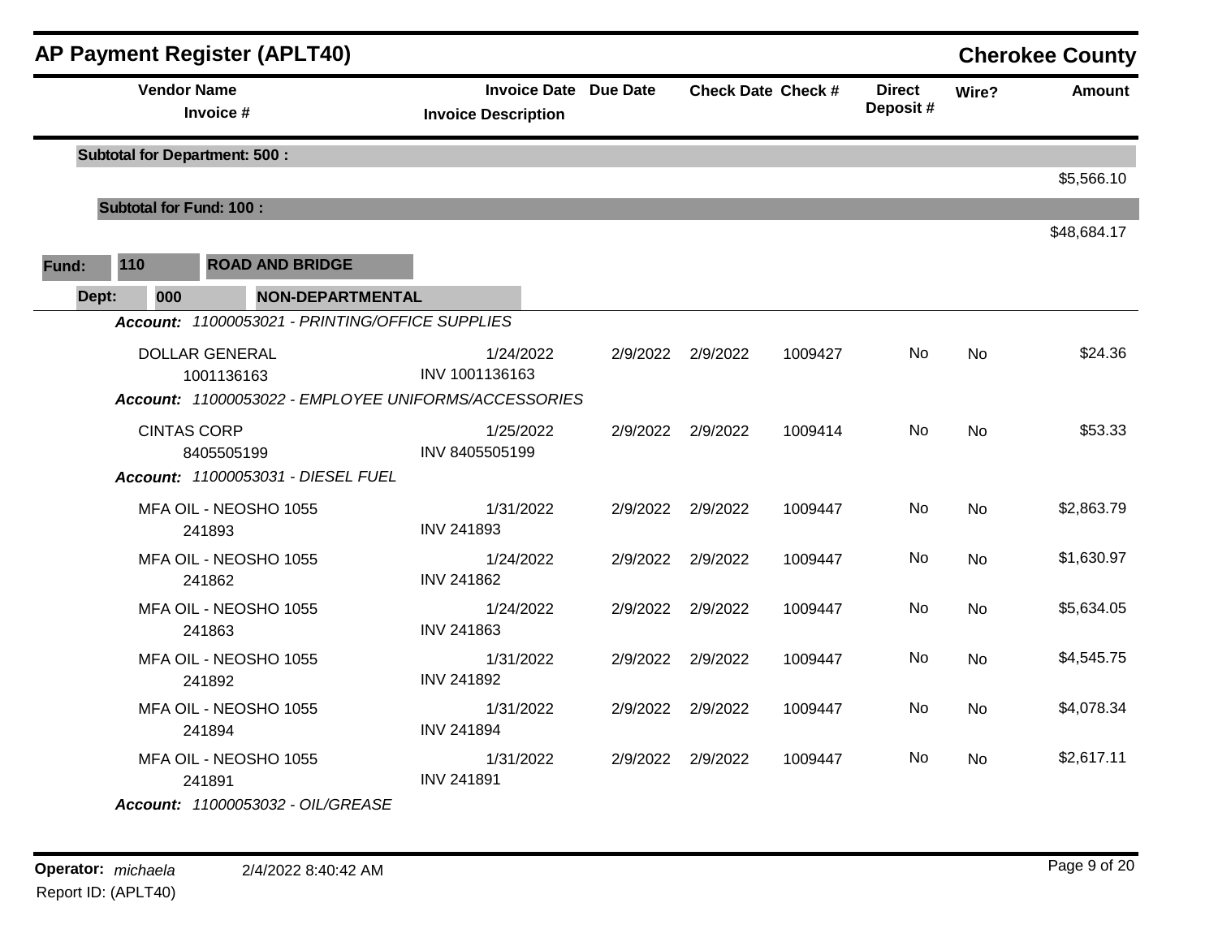## AP Payment Register (APLT40)

## Cherokee County

| Vendor Name / Invoice # | Invoice Date / Invoice Description | Due Date | Check Date | Check # | Direct Deposit # | Wire? | Amount |
|---|---|---|---|---|---|---|---|
| **Subtotal for Department: 500 :** | | | | | | | $5,566.10 |
| **Subtotal for Fund: 100 :** | | | | | | | $48,684.17 |

**Fund:** 110 **ROAD AND BRIDGE**

**Dept:** 000 **NON-DEPARTMENTAL**

***Account:*** *11000053021 - PRINTING/OFFICE SUPPLIES*

| Vendor Name / Invoice # | Invoice Date / Invoice Description | Due Date | Check Date | Check # | Direct Deposit # | Wire? | Amount |
|---|---|---|---|---|---|---|---|
| DOLLAR GENERAL<br>1001136163 | 1/24/2022<br>INV 1001136163 | 2/9/2022 | 2/9/2022 | 1009427 | No | No | $24.36 |

***Account:*** *11000053022 - EMPLOYEE UNIFORMS/ACCESSORIES*

| Vendor Name / Invoice # | Invoice Date / Invoice Description | Due Date | Check Date | Check # | Direct Deposit # | Wire? | Amount |
|---|---|---|---|---|---|---|---|
| CINTAS CORP<br>8405505199 | 1/25/2022<br>INV 8405505199 | 2/9/2022 | 2/9/2022 | 1009414 | No | No | $53.33 |

***Account:*** *11000053031 - DIESEL FUEL*

| Vendor Name / Invoice # | Invoice Date / Invoice Description | Due Date | Check Date | Check # | Direct Deposit # | Wire? | Amount |
|---|---|---|---|---|---|---|---|
| MFA OIL - NEOSHO 1055<br>241893 | 1/31/2022<br>INV 241893 | 2/9/2022 | 2/9/2022 | 1009447 | No | No | $2,863.79 |
| MFA OIL - NEOSHO 1055<br>241862 | 1/24/2022<br>INV 241862 | 2/9/2022 | 2/9/2022 | 1009447 | No | No | $1,630.97 |
| MFA OIL - NEOSHO 1055<br>241863 | 1/24/2022<br>INV 241863 | 2/9/2022 | 2/9/2022 | 1009447 | No | No | $5,634.05 |
| MFA OIL - NEOSHO 1055<br>241892 | 1/31/2022<br>INV 241892 | 2/9/2022 | 2/9/2022 | 1009447 | No | No | $4,545.75 |
| MFA OIL - NEOSHO 1055<br>241894 | 1/31/2022<br>INV 241894 | 2/9/2022 | 2/9/2022 | 1009447 | No | No | $4,078.34 |
| MFA OIL - NEOSHO 1055<br>241891 | 1/31/2022<br>INV 241891 | 2/9/2022 | 2/9/2022 | 1009447 | No | No | $2,617.11 |

***Account:*** *11000053032 - OIL/GREASE*

**Operator:** *michaela* 2/4/2022 8:40:42 AM

Report ID: (APLT40)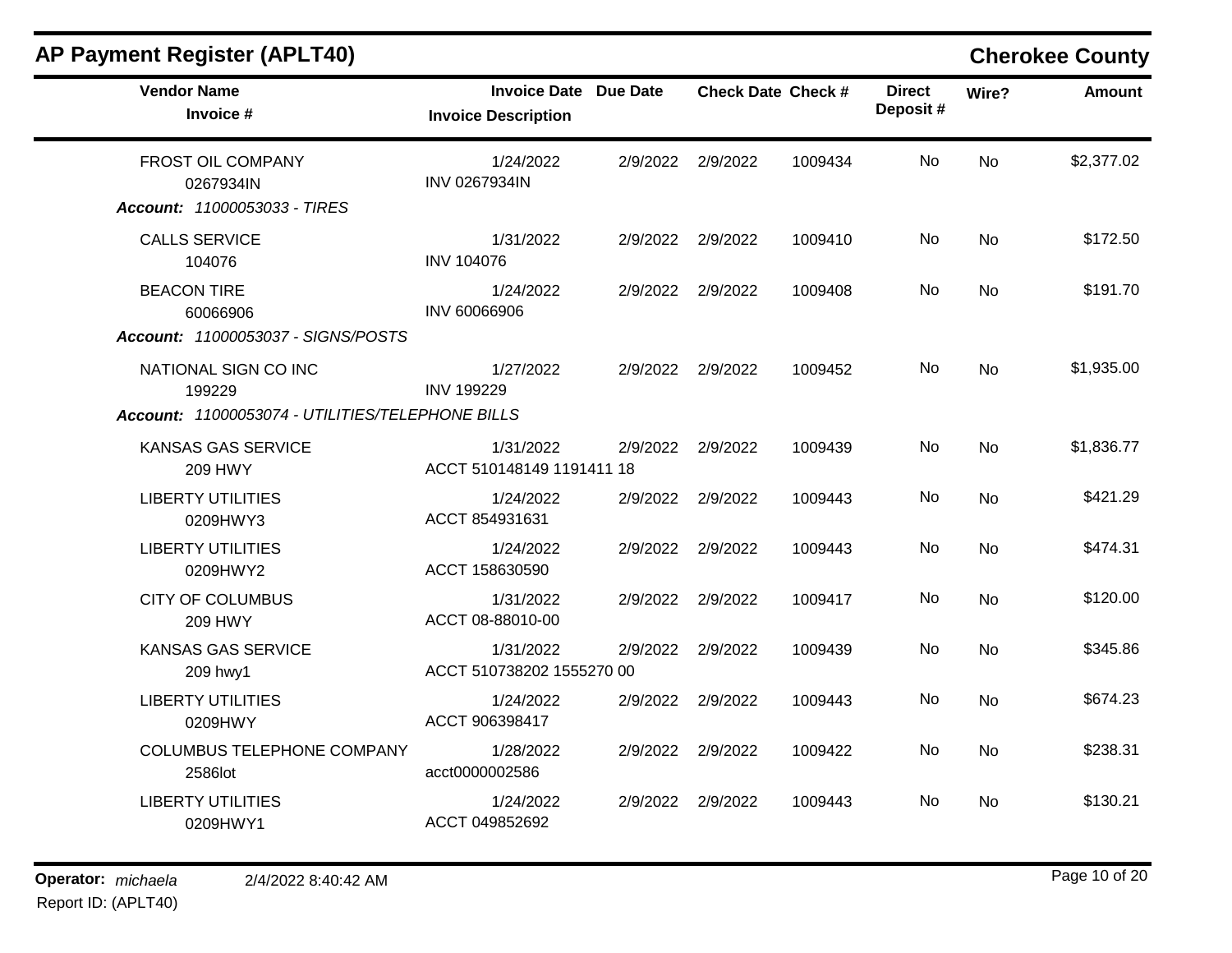# AP Payment Register (APLT40)

## Cherokee County

| Vendor Name / Invoice # | Invoice Date / Invoice Description | Due Date | Check Date | Check # | Direct Deposit # | Wire? | Amount |
|---|---|---|---|---|---|---|---|
| FROST OIL COMPANY<br>0267934IN | 1/24/2022<br>INV 0267934IN | 2/9/2022 | 2/9/2022 | 1009434 | No | No | $2,377.02 |
| ***Account:* 11000053033 - TIRES** | | | | | | | |
| CALLS SERVICE<br>104076 | 1/31/2022<br>INV 104076 | 2/9/2022 | 2/9/2022 | 1009410 | No | No | $172.50 |
| BEACON TIRE<br>60066906 | 1/24/2022<br>INV 60066906 | 2/9/2022 | 2/9/2022 | 1009408 | No | No | $191.70 |
| ***Account:* 11000053037 - SIGNS/POSTS** | | | | | | | |
| NATIONAL SIGN CO INC<br>199229 | 1/27/2022<br>INV 199229 | 2/9/2022 | 2/9/2022 | 1009452 | No | No | $1,935.00 |
| ***Account:* 11000053074 - UTILITIES/TELEPHONE BILLS** | | | | | | | |
| KANSAS GAS SERVICE<br>209 HWY | 1/31/2022<br>ACCT 510148149 1191411 18 | 2/9/2022 | 2/9/2022 | 1009439 | No | No | $1,836.77 |
| LIBERTY UTILITIES<br>0209HWY3 | 1/24/2022<br>ACCT 854931631 | 2/9/2022 | 2/9/2022 | 1009443 | No | No | $421.29 |
| LIBERTY UTILITIES<br>0209HWY2 | 1/24/2022<br>ACCT 158630590 | 2/9/2022 | 2/9/2022 | 1009443 | No | No | $474.31 |
| CITY OF COLUMBUS<br>209 HWY | 1/31/2022<br>ACCT 08-88010-00 | 2/9/2022 | 2/9/2022 | 1009417 | No | No | $120.00 |
| KANSAS GAS SERVICE<br>209 hwy1 | 1/31/2022<br>ACCT 510738202 1555270 00 | 2/9/2022 | 2/9/2022 | 1009439 | No | No | $345.86 |
| LIBERTY UTILITIES<br>0209HWY | 1/24/2022<br>ACCT 906398417 | 2/9/2022 | 2/9/2022 | 1009443 | No | No | $674.23 |
| COLUMBUS TELEPHONE COMPANY<br>2586lot | 1/28/2022<br>acct0000002586 | 2/9/2022 | 2/9/2022 | 1009422 | No | No | $238.31 |
| LIBERTY UTILITIES<br>0209HWY1 | 1/24/2022<br>ACCT 049852692 | 2/9/2022 | 2/9/2022 | 1009443 | No | No | $130.21 |

**Operator:** *michaela* 2/4/2022 8:40:42 AM

Report ID: (APLT40)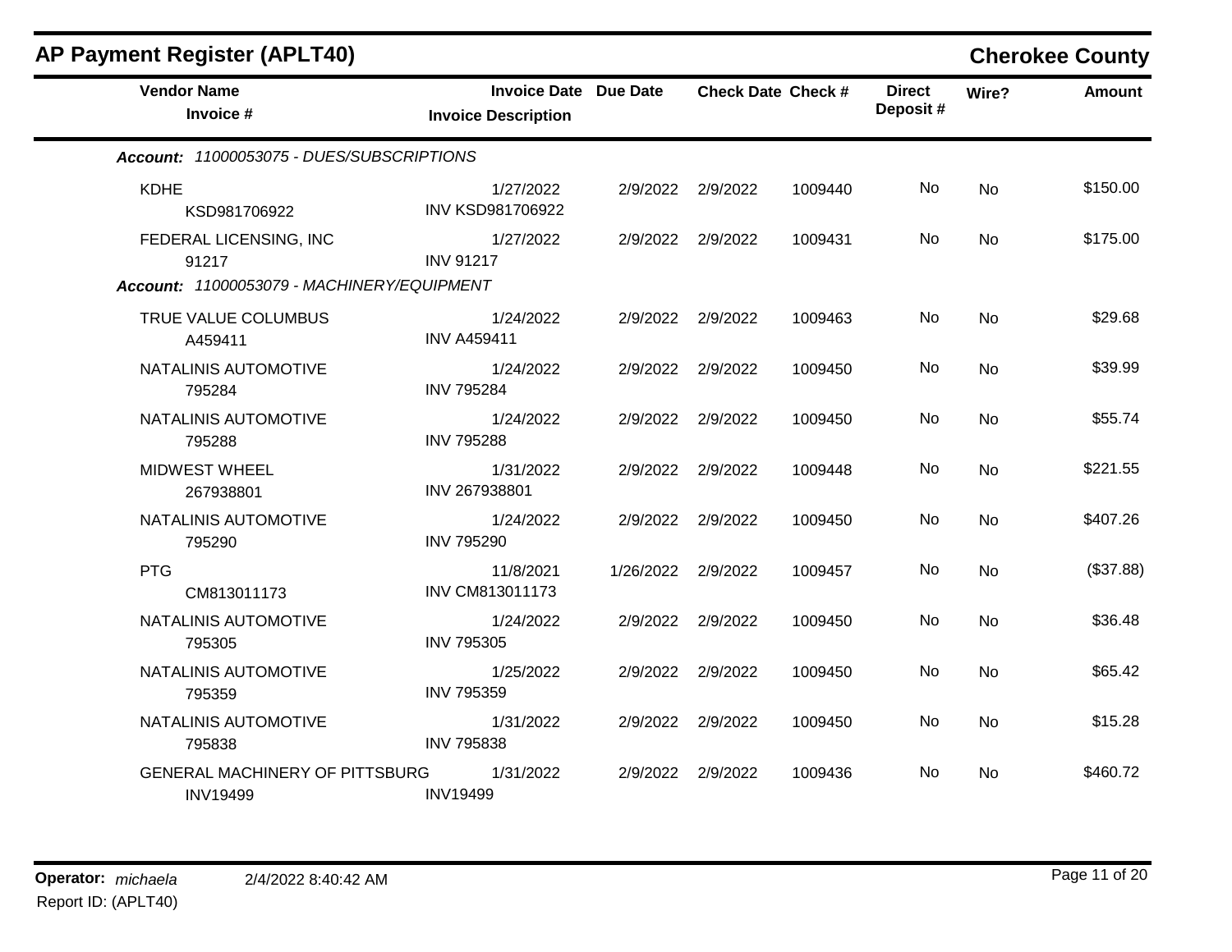## AP Payment Register (APLT40)

**Cherokee County**

| Vendor Name / Invoice # | Invoice Date / Invoice Description | Due Date | Check Date | Check # | Direct Deposit # | Wire? | Amount |
|---|---|---|---|---|---|---|---|
| ***Account: 11000053075 - DUES/SUBSCRIPTIONS*** | | | | | | | |
| KDHE<br>KSD981706922 | 1/27/2022<br>INV KSD981706922 | 2/9/2022 | 2/9/2022 | 1009440 | No | No | $150.00 |
| FEDERAL LICENSING, INC<br>91217 | 1/27/2022<br>INV 91217 | 2/9/2022 | 2/9/2022 | 1009431 | No | No | $175.00 |
| ***Account: 11000053079 - MACHINERY/EQUIPMENT*** | | | | | | | |
| TRUE VALUE COLUMBUS<br>A459411 | 1/24/2022<br>INV A459411 | 2/9/2022 | 2/9/2022 | 1009463 | No | No | $29.68 |
| NATALINIS AUTOMOTIVE<br>795284 | 1/24/2022<br>INV 795284 | 2/9/2022 | 2/9/2022 | 1009450 | No | No | $39.99 |
| NATALINIS AUTOMOTIVE<br>795288 | 1/24/2022<br>INV 795288 | 2/9/2022 | 2/9/2022 | 1009450 | No | No | $55.74 |
| MIDWEST WHEEL<br>267938801 | 1/31/2022<br>INV 267938801 | 2/9/2022 | 2/9/2022 | 1009448 | No | No | $221.55 |
| NATALINIS AUTOMOTIVE<br>795290 | 1/24/2022<br>INV 795290 | 2/9/2022 | 2/9/2022 | 1009450 | No | No | $407.26 |
| PTG<br>CM813011173 | 11/8/2021<br>INV CM813011173 | 1/26/2022 | 2/9/2022 | 1009457 | No | No | ($37.88) |
| NATALINIS AUTOMOTIVE<br>795305 | 1/24/2022<br>INV 795305 | 2/9/2022 | 2/9/2022 | 1009450 | No | No | $36.48 |
| NATALINIS AUTOMOTIVE<br>795359 | 1/25/2022<br>INV 795359 | 2/9/2022 | 2/9/2022 | 1009450 | No | No | $65.42 |
| NATALINIS AUTOMOTIVE<br>795838 | 1/31/2022<br>INV 795838 | 2/9/2022 | 2/9/2022 | 1009450 | No | No | $15.28 |
| GENERAL MACHINERY OF PITTSBURG<br>INV19499 | 1/31/2022<br>INV19499 | 2/9/2022 | 2/9/2022 | 1009436 | No | No | $460.72 |

**Operator:** *michaela* 2/4/2022 8:40:42 AM
Report ID: (APLT40)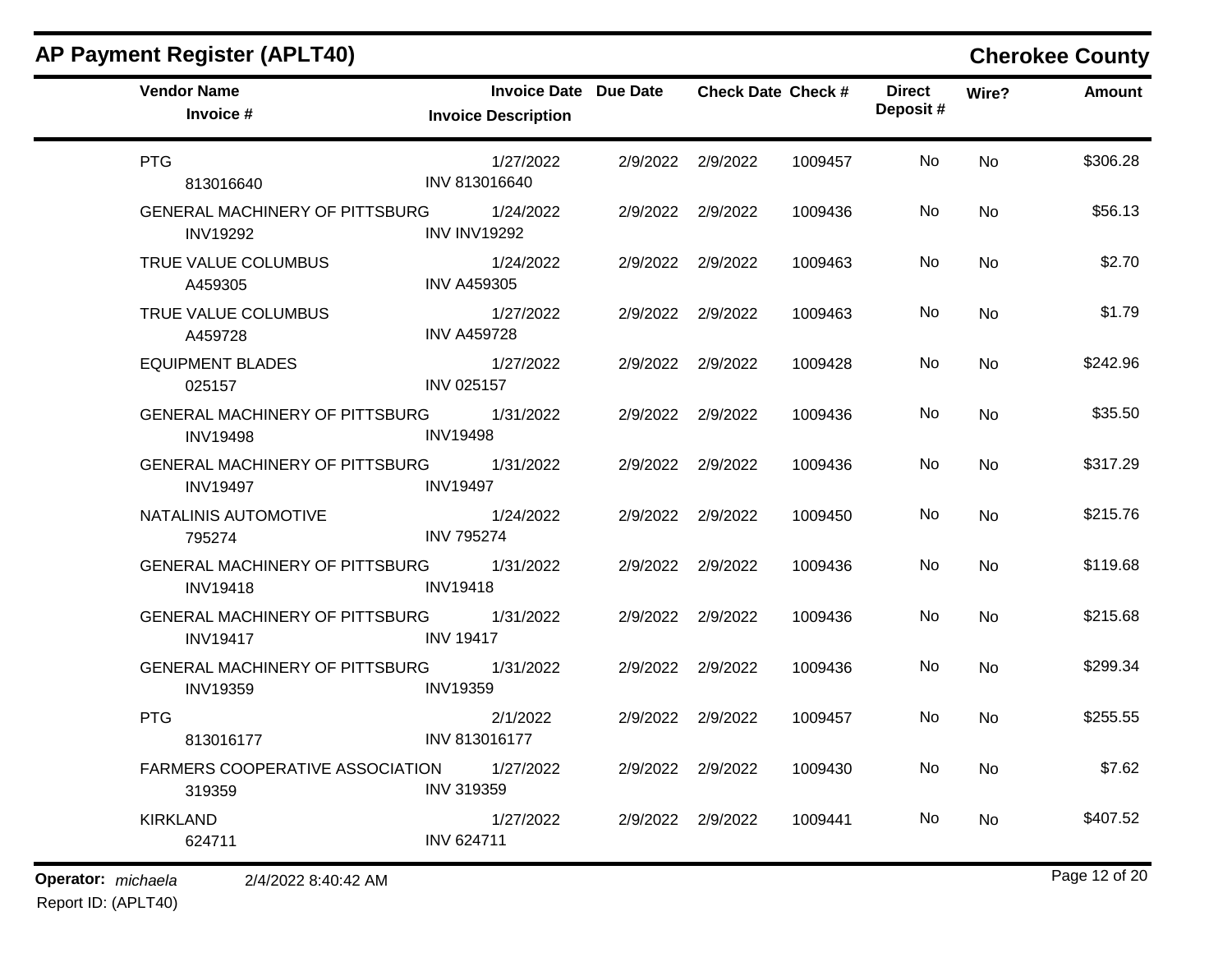## AP Payment Register (APLT40)

## Cherokee County

| Vendor Name / Invoice # | Invoice Date / Invoice Description | Due Date | Check Date | Check # | Direct Deposit # | Wire? | Amount |
|---|---|---|---|---|---|---|---|
| PTG<br>813016640 | 1/27/2022<br>INV 813016640 | 2/9/2022 | 2/9/2022 | 1009457 | No | No | $306.28 |
| GENERAL MACHINERY OF PITTSBURG<br>INV19292 | 1/24/2022<br>INV INV19292 | 2/9/2022 | 2/9/2022 | 1009436 | No | No | $56.13 |
| TRUE VALUE COLUMBUS<br>A459305 | 1/24/2022<br>INV A459305 | 2/9/2022 | 2/9/2022 | 1009463 | No | No | $2.70 |
| TRUE VALUE COLUMBUS<br>A459728 | 1/27/2022<br>INV A459728 | 2/9/2022 | 2/9/2022 | 1009463 | No | No | $1.79 |
| EQUIPMENT BLADES<br>025157 | 1/27/2022<br>INV 025157 | 2/9/2022 | 2/9/2022 | 1009428 | No | No | $242.96 |
| GENERAL MACHINERY OF PITTSBURG<br>INV19498 | 1/31/2022<br>INV19498 | 2/9/2022 | 2/9/2022 | 1009436 | No | No | $35.50 |
| GENERAL MACHINERY OF PITTSBURG<br>INV19497 | 1/31/2022<br>INV19497 | 2/9/2022 | 2/9/2022 | 1009436 | No | No | $317.29 |
| NATALINIS AUTOMOTIVE<br>795274 | 1/24/2022<br>INV 795274 | 2/9/2022 | 2/9/2022 | 1009450 | No | No | $215.76 |
| GENERAL MACHINERY OF PITTSBURG<br>INV19418 | 1/31/2022<br>INV19418 | 2/9/2022 | 2/9/2022 | 1009436 | No | No | $119.68 |
| GENERAL MACHINERY OF PITTSBURG<br>INV19417 | 1/31/2022<br>INV 19417 | 2/9/2022 | 2/9/2022 | 1009436 | No | No | $215.68 |
| GENERAL MACHINERY OF PITTSBURG<br>INV19359 | 1/31/2022<br>INV19359 | 2/9/2022 | 2/9/2022 | 1009436 | No | No | $299.34 |
| PTG<br>813016177 | 2/1/2022<br>INV 813016177 | 2/9/2022 | 2/9/2022 | 1009457 | No | No | $255.55 |
| FARMERS COOPERATIVE ASSOCIATION<br>319359 | 1/27/2022<br>INV 319359 | 2/9/2022 | 2/9/2022 | 1009430 | No | No | $7.62 |
| KIRKLAND<br>624711 | 1/27/2022<br>INV 624711 | 2/9/2022 | 2/9/2022 | 1009441 | No | No | $407.52 |

**Operator:** *michaela* 2/4/2022 8:40:42 AM

Report ID: (APLT40)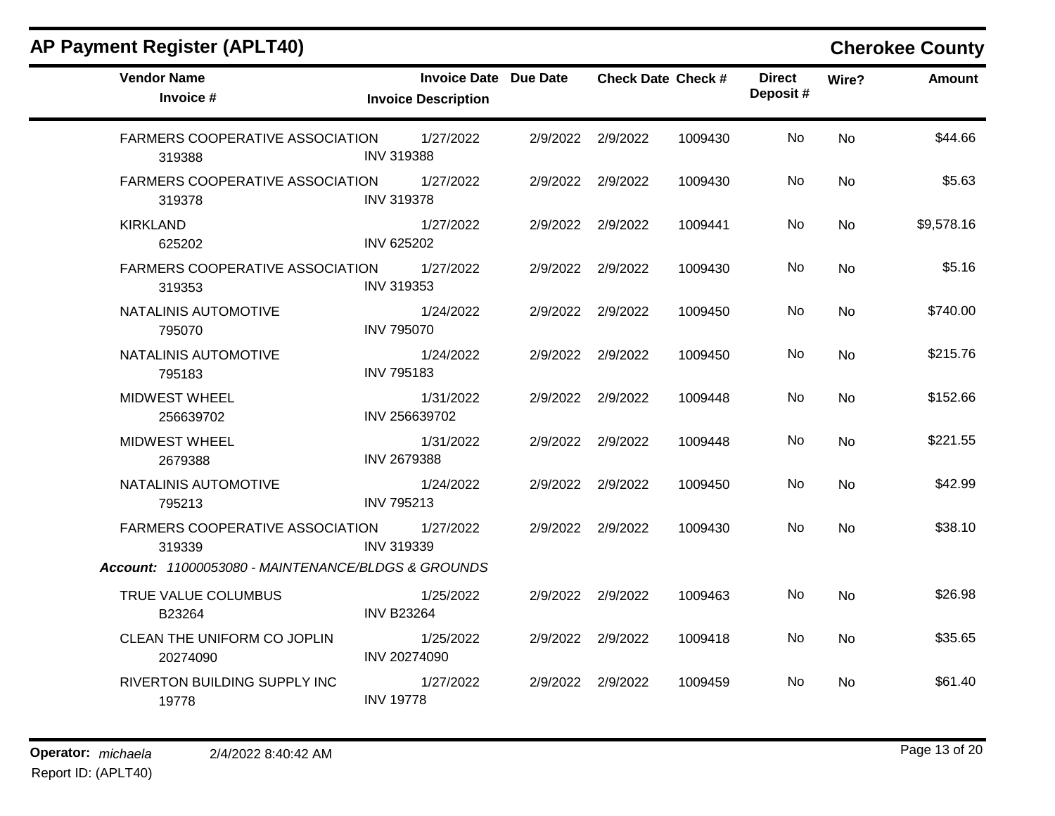## AP Payment Register (APLT40)

**Cherokee County**

| Vendor Name / Invoice # | Invoice Date / Invoice Description | Due Date | Check Date | Check # | Direct Deposit # | Wire? | Amount |
|---|---|---|---|---|---|---|---|
| FARMERS COOPERATIVE ASSOCIATION 319388 | 1/27/2022 INV 319388 | 2/9/2022 | 2/9/2022 | 1009430 | No | No | $44.66 |
| FARMERS COOPERATIVE ASSOCIATION 319378 | 1/27/2022 INV 319378 | 2/9/2022 | 2/9/2022 | 1009430 | No | No | $5.63 |
| KIRKLAND 625202 | 1/27/2022 INV 625202 | 2/9/2022 | 2/9/2022 | 1009441 | No | No | $9,578.16 |
| FARMERS COOPERATIVE ASSOCIATION 319353 | 1/27/2022 INV 319353 | 2/9/2022 | 2/9/2022 | 1009430 | No | No | $5.16 |
| NATALINIS AUTOMOTIVE 795070 | 1/24/2022 INV 795070 | 2/9/2022 | 2/9/2022 | 1009450 | No | No | $740.00 |
| NATALINIS AUTOMOTIVE 795183 | 1/24/2022 INV 795183 | 2/9/2022 | 2/9/2022 | 1009450 | No | No | $215.76 |
| MIDWEST WHEEL 256639702 | 1/31/2022 INV 256639702 | 2/9/2022 | 2/9/2022 | 1009448 | No | No | $152.66 |
| MIDWEST WHEEL 2679388 | 1/31/2022 INV 2679388 | 2/9/2022 | 2/9/2022 | 1009448 | No | No | $221.55 |
| NATALINIS AUTOMOTIVE 795213 | 1/24/2022 INV 795213 | 2/9/2022 | 2/9/2022 | 1009450 | No | No | $42.99 |
| FARMERS COOPERATIVE ASSOCIATION 319339 | 1/27/2022 INV 319339 | 2/9/2022 | 2/9/2022 | 1009430 | No | No | $38.10 |

***Account:*** *11000053080 - MAINTENANCE/BLDGS & GROUNDS*

| Vendor Name / Invoice # | Invoice Date / Invoice Description | Due Date | Check Date | Check # | Direct Deposit # | Wire? | Amount |
|---|---|---|---|---|---|---|---|
| TRUE VALUE COLUMBUS B23264 | 1/25/2022 INV B23264 | 2/9/2022 | 2/9/2022 | 1009463 | No | No | $26.98 |
| CLEAN THE UNIFORM CO JOPLIN 20274090 | 1/25/2022 INV 20274090 | 2/9/2022 | 2/9/2022 | 1009418 | No | No | $35.65 |
| RIVERTON BUILDING SUPPLY INC 19778 | 1/27/2022 INV 19778 | 2/9/2022 | 2/9/2022 | 1009459 | No | No | $61.40 |

**Operator:** *michaela* 2/4/2022 8:40:42 AM

Report ID: (APLT40)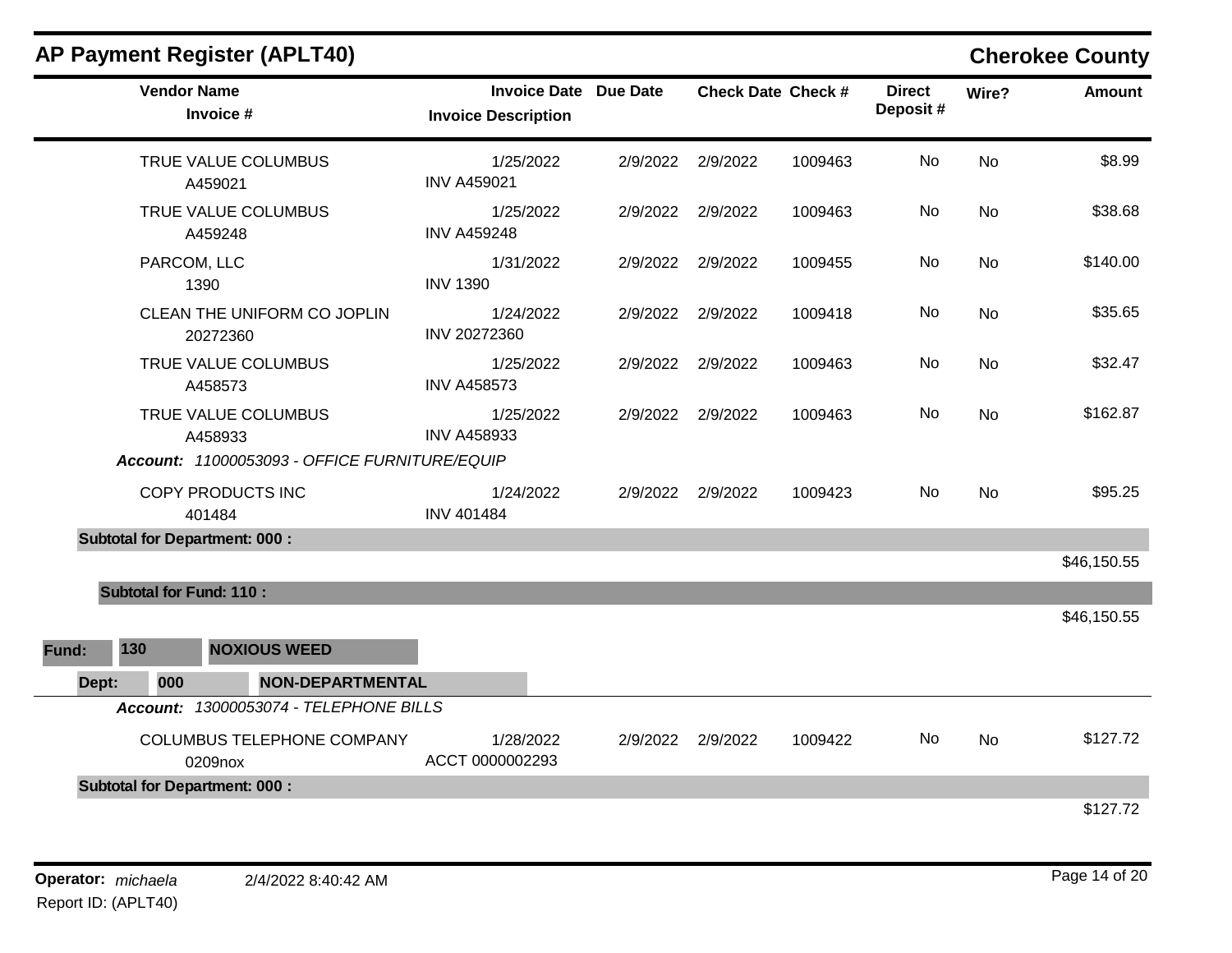## AP Payment Register (APLT40)

**Cherokee County**

| Vendor Name / Invoice # | Invoice Date / Invoice Description | Due Date | Check Date | Check # | Direct Deposit # | Wire? | Amount |
|---|---|---|---|---|---|---|---|
| TRUE VALUE COLUMBUS<br>A459021 | 1/25/2022<br>INV A459021 | 2/9/2022 | 2/9/2022 | 1009463 | No | No | $8.99 |
| TRUE VALUE COLUMBUS<br>A459248 | 1/25/2022<br>INV A459248 | 2/9/2022 | 2/9/2022 | 1009463 | No | No | $38.68 |
| PARCOM, LLC<br>1390 | 1/31/2022<br>INV 1390 | 2/9/2022 | 2/9/2022 | 1009455 | No | No | $140.00 |
| CLEAN THE UNIFORM CO JOPLIN<br>20272360 | 1/24/2022<br>INV 20272360 | 2/9/2022 | 2/9/2022 | 1009418 | No | No | $35.65 |
| TRUE VALUE COLUMBUS<br>A458573 | 1/25/2022<br>INV A458573 | 2/9/2022 | 2/9/2022 | 1009463 | No | No | $32.47 |
| TRUE VALUE COLUMBUS<br>A458933 | 1/25/2022<br>INV A458933 | 2/9/2022 | 2/9/2022 | 1009463 | No | No | $162.87 |

***Account:*** *11000053093 - OFFICE FURNITURE/EQUIP*

| Vendor Name / Invoice # | Invoice Date / Invoice Description | Due Date | Check Date | Check # | Direct Deposit # | Wire? | Amount |
|---|---|---|---|---|---|---|---|
| COPY PRODUCTS INC<br>401484 | 1/24/2022<br>INV 401484 | 2/9/2022 | 2/9/2022 | 1009423 | No | No | $95.25 |

**Subtotal for Department: 000 :** $46,150.55

**Subtotal for Fund: 110 :** $46,150.55

**Fund: 130 NOXIOUS WEED**

**Dept: 000 NON-DEPARTMENTAL**

***Account:*** *13000053074 - TELEPHONE BILLS*

| Vendor Name / Invoice # | Invoice Date / Invoice Description | Due Date | Check Date | Check # | Direct Deposit # | Wire? | Amount |
|---|---|---|---|---|---|---|---|
| COLUMBUS TELEPHONE COMPANY<br>0209nox | 1/28/2022<br>ACCT 0000002293 | 2/9/2022 | 2/9/2022 | 1009422 | No | No | $127.72 |

**Subtotal for Department: 000 :** $127.72

**Operator:** *michaela* 2/4/2022 8:40:42 AM
Report ID: (APLT40)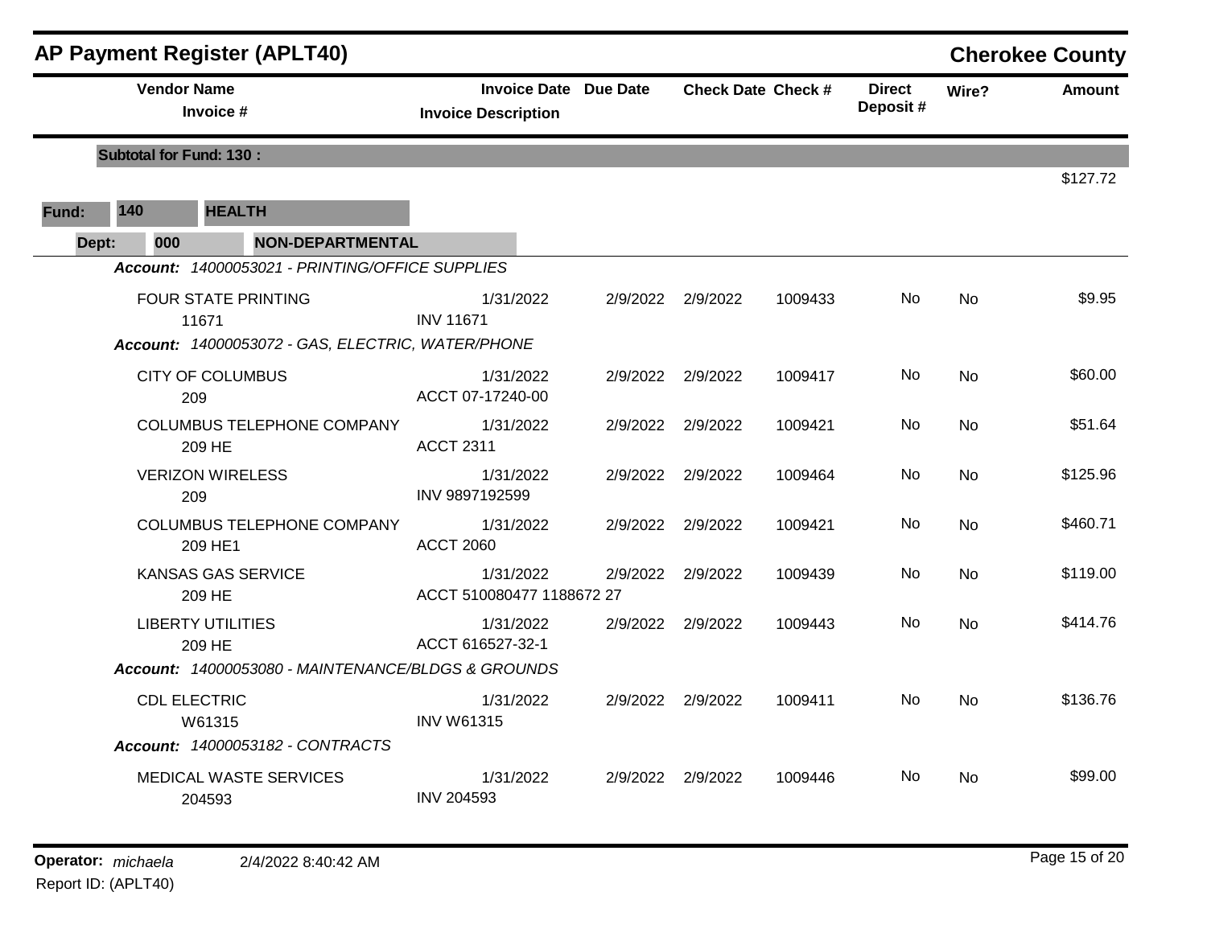# AP Payment Register (APLT40)

## Cherokee County

| Vendor Name / Invoice # | Invoice Date / Invoice Description | Due Date | Check Date | Check # | Direct Deposit # | Wire? | Amount |
|---|---|---|---|---|---|---|---|
| **Subtotal for Fund: 130 :** | | | | | | | $127.72 |
| **Fund: 140 HEALTH** | | | | | | | |
| **Dept: 000 NON-DEPARTMENTAL** | | | | | | | |
| ***Account: 14000053021 - PRINTING/OFFICE SUPPLIES*** | | | | | | | |
| FOUR STATE PRINTING<br>11671 | 1/31/2022<br>INV 11671 | 2/9/2022 | 2/9/2022 | 1009433 | No | No | $9.95 |
| ***Account: 14000053072 - GAS, ELECTRIC, WATER/PHONE*** | | | | | | | |
| CITY OF COLUMBUS<br>209 | 1/31/2022<br>ACCT 07-17240-00 | 2/9/2022 | 2/9/2022 | 1009417 | No | No | $60.00 |
| COLUMBUS TELEPHONE COMPANY<br>209 HE | 1/31/2022<br>ACCT 2311 | 2/9/2022 | 2/9/2022 | 1009421 | No | No | $51.64 |
| VERIZON WIRELESS<br>209 | 1/31/2022<br>INV 9897192599 | 2/9/2022 | 2/9/2022 | 1009464 | No | No | $125.96 |
| COLUMBUS TELEPHONE COMPANY<br>209 HE1 | 1/31/2022<br>ACCT 2060 | 2/9/2022 | 2/9/2022 | 1009421 | No | No | $460.71 |
| KANSAS GAS SERVICE<br>209 HE | 1/31/2022<br>ACCT 510080477 1188672 27 | 2/9/2022 | 2/9/2022 | 1009439 | No | No | $119.00 |
| LIBERTY UTILITIES<br>209 HE | 1/31/2022<br>ACCT 616527-32-1 | 2/9/2022 | 2/9/2022 | 1009443 | No | No | $414.76 |
| ***Account: 14000053080 - MAINTENANCE/BLDGS & GROUNDS*** | | | | | | | |
| CDL ELECTRIC<br>W61315 | 1/31/2022<br>INV W61315 | 2/9/2022 | 2/9/2022 | 1009411 | No | No | $136.76 |
| ***Account: 14000053182 - CONTRACTS*** | | | | | | | |
| MEDICAL WASTE SERVICES<br>204593 | 1/31/2022<br>INV 204593 | 2/9/2022 | 2/9/2022 | 1009446 | No | No | $99.00 |

**Operator:** *michaela* 2/4/2022 8:40:42 AM

Report ID: (APLT40)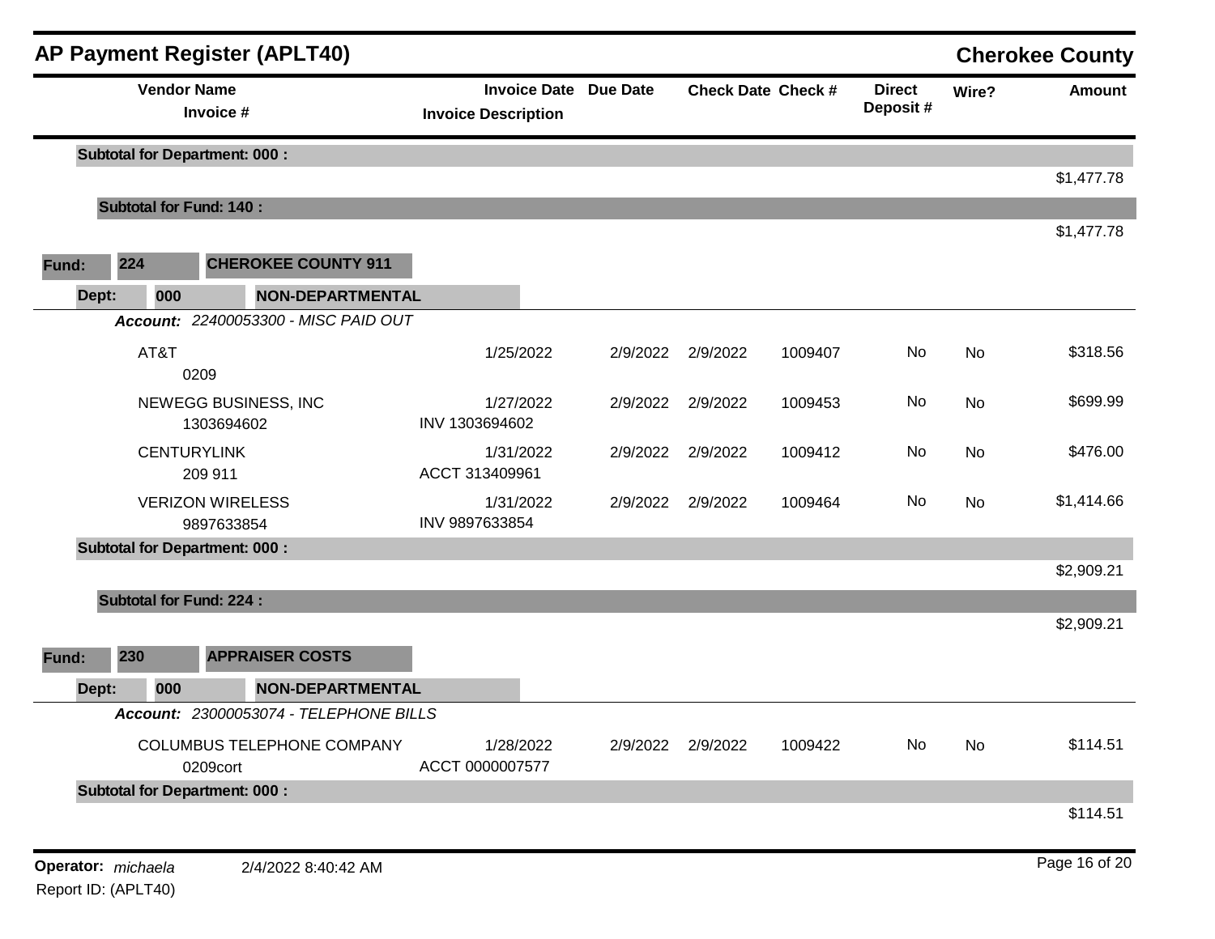## AP Payment Register (APLT40)

**Cherokee County**

| Vendor Name / Invoice # | Invoice Date / Invoice Description | Due Date | Check Date | Check # | Direct Deposit # | Wire? | Amount |
|---|---|---|---|---|---|---|---|
| **Subtotal for Department: 000 :** | | | | | | | $1,477.78 |
| **Subtotal for Fund: 140 :** | | | | | | | $1,477.78 |

**Fund: 224 CHEROKEE COUNTY 911**

**Dept: 000 NON-DEPARTMENTAL**

***Account:*** *22400053300 - MISC PAID OUT*

| Vendor Name / Invoice # | Invoice Date / Invoice Description | Due Date | Check Date | Check # | Direct Deposit # | Wire? | Amount |
|---|---|---|---|---|---|---|---|
| AT&T<br>0209 | 1/25/2022 | 2/9/2022 | 2/9/2022 | 1009407 | No | No | $318.56 |
| NEWEGG BUSINESS, INC<br>1303694602 | 1/27/2022<br>INV 1303694602 | 2/9/2022 | 2/9/2022 | 1009453 | No | No | $699.99 |
| CENTURYLINK<br>209 911 | 1/31/2022<br>ACCT 313409961 | 2/9/2022 | 2/9/2022 | 1009412 | No | No | $476.00 |
| VERIZON WIRELESS<br>9897633854 | 1/31/2022<br>INV 9897633854 | 2/9/2022 | 2/9/2022 | 1009464 | No | No | $1,414.66 |
| **Subtotal for Department: 000 :** | | | | | | | $2,909.21 |
| **Subtotal for Fund: 224 :** | | | | | | | $2,909.21 |

**Fund: 230 APPRAISER COSTS**

**Dept: 000 NON-DEPARTMENTAL**

***Account:*** *23000053074 - TELEPHONE BILLS*

| Vendor Name / Invoice # | Invoice Date / Invoice Description | Due Date | Check Date | Check # | Direct Deposit # | Wire? | Amount |
|---|---|---|---|---|---|---|---|
| COLUMBUS TELEPHONE COMPANY<br>0209cort | 1/28/2022<br>ACCT 0000007577 | 2/9/2022 | 2/9/2022 | 1009422 | No | No | $114.51 |
| **Subtotal for Department: 000 :** | | | | | | | $114.51 |

**Operator:** *michaela* 2/4/2022 8:40:42 AM

Report ID: (APLT40)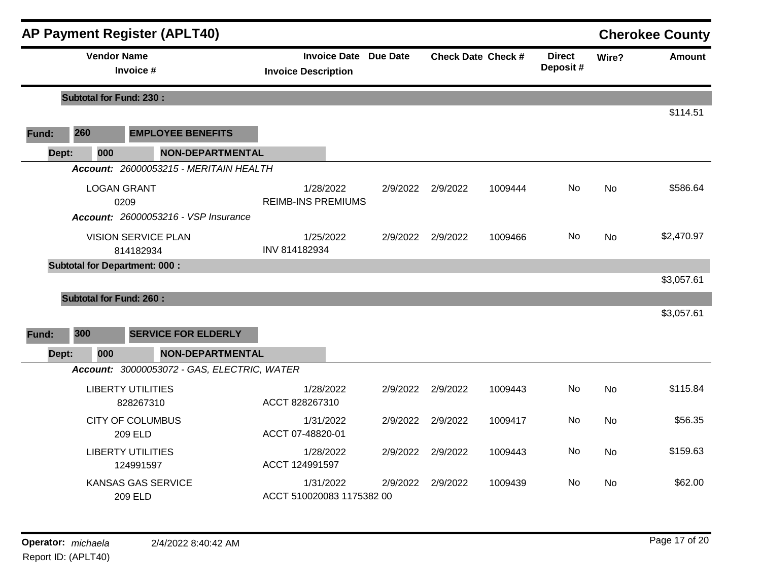## AP Payment Register (APLT40)

**Cherokee County**

| Vendor Name / Invoice # | Invoice Date / Invoice Description | Due Date | Check Date | Check # | Direct Deposit # | Wire? | Amount |
|---|---|---|---|---|---|---|---|
| **Subtotal for Fund: 230 :** | | | | | | | $114.51 |
| **Fund: 260 EMPLOYEE BENEFITS** | | | | | | | |
| **Dept: 000 NON-DEPARTMENTAL** | | | | | | | |
| ***Account:*** *26000053215 - MERITAIN HEALTH* | | | | | | | |
| LOGAN GRANT<br>0209 | 1/28/2022<br>REIMB-INS PREMIUMS | 2/9/2022 | 2/9/2022 | 1009444 | No | No | $586.64 |
| ***Account:*** *26000053216 - VSP Insurance* | | | | | | | |
| VISION SERVICE PLAN<br>814182934 | 1/25/2022<br>INV 814182934 | 2/9/2022 | 2/9/2022 | 1009466 | No | No | $2,470.97 |
| **Subtotal for Department: 000 :** | | | | | | | $3,057.61 |
| **Subtotal for Fund: 260 :** | | | | | | | $3,057.61 |
| **Fund: 300 SERVICE FOR ELDERLY** | | | | | | | |
| **Dept: 000 NON-DEPARTMENTAL** | | | | | | | |
| ***Account:*** *30000053072 - GAS, ELECTRIC, WATER* | | | | | | | |
| LIBERTY UTILITIES<br>828267310 | 1/28/2022<br>ACCT 828267310 | 2/9/2022 | 2/9/2022 | 1009443 | No | No | $115.84 |
| CITY OF COLUMBUS<br>209 ELD | 1/31/2022<br>ACCT 07-48820-01 | 2/9/2022 | 2/9/2022 | 1009417 | No | No | $56.35 |
| LIBERTY UTILITIES<br>124991597 | 1/28/2022<br>ACCT 124991597 | 2/9/2022 | 2/9/2022 | 1009443 | No | No | $159.63 |
| KANSAS GAS SERVICE<br>209 ELD | 1/31/2022<br>ACCT 510020083 1175382 00 | 2/9/2022 | 2/9/2022 | 1009439 | No | No | $62.00 |

**Operator:** *michaela* 2/4/2022 8:40:42 AM

Report ID: (APLT40)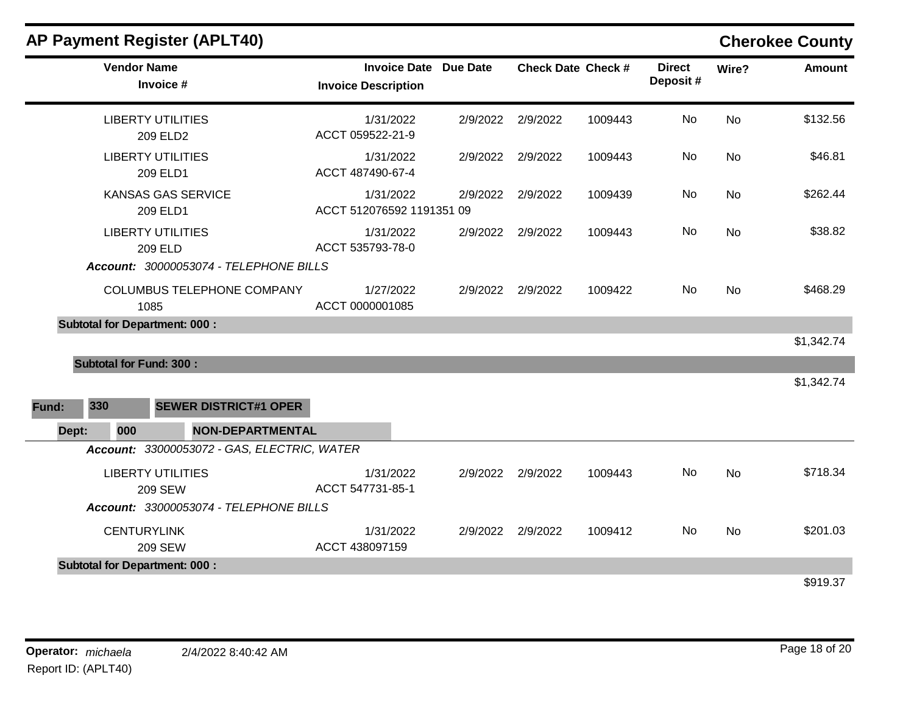# AP Payment Register (APLT40)

**Cherokee County**

| Vendor Name / Invoice # | Invoice Date / Invoice Description | Due Date | Check Date | Check # | Direct Deposit # | Wire? | Amount |
|---|---|---|---|---|---|---|---|
| LIBERTY UTILITIES<br>209 ELD2 | 1/31/2022<br>ACCT 059522-21-9 | 2/9/2022 | 2/9/2022 | 1009443 | No | No | $132.56 |
| LIBERTY UTILITIES<br>209 ELD1 | 1/31/2022<br>ACCT 487490-67-4 | 2/9/2022 | 2/9/2022 | 1009443 | No | No | $46.81 |
| KANSAS GAS SERVICE<br>209 ELD1 | 1/31/2022<br>ACCT 512076592 1191351 09 | 2/9/2022 | 2/9/2022 | 1009439 | No | No | $262.44 |
| LIBERTY UTILITIES<br>209 ELD | 1/31/2022<br>ACCT 535793-78-0 | 2/9/2022 | 2/9/2022 | 1009443 | No | No | $38.82 |
| ***Account:* 30000053074 - TELEPHONE BILLS** | | | | | | | |
| COLUMBUS TELEPHONE COMPANY<br>1085 | 1/27/2022<br>ACCT 0000001085 | 2/9/2022 | 2/9/2022 | 1009422 | No | No | $468.29 |
| **Subtotal for Department: 000 :** | | | | | | | $1,342.74 |
| **Subtotal for Fund: 300 :** | | | | | | | $1,342.74 |

**Fund:** 330 **SEWER DISTRICT#1 OPER**

**Dept:** 000 **NON-DEPARTMENTAL**

| Vendor Name / Invoice # | Invoice Date / Invoice Description | Due Date | Check Date | Check # | Direct Deposit # | Wire? | Amount |
|---|---|---|---|---|---|---|---|
| ***Account:* 33000053072 - GAS, ELECTRIC, WATER** | | | | | | | |
| LIBERTY UTILITIES<br>209 SEW | 1/31/2022<br>ACCT 547731-85-1 | 2/9/2022 | 2/9/2022 | 1009443 | No | No | $718.34 |
| ***Account:* 33000053074 - TELEPHONE BILLS** | | | | | | | |
| CENTURYLINK<br>209 SEW | 1/31/2022<br>ACCT 438097159 | 2/9/2022 | 2/9/2022 | 1009412 | No | No | $201.03 |
| **Subtotal for Department: 000 :** | | | | | | | $919.37 |

**Operator:** *michaela* 2/4/2022 8:40:42 AM

Report ID: (APLT40)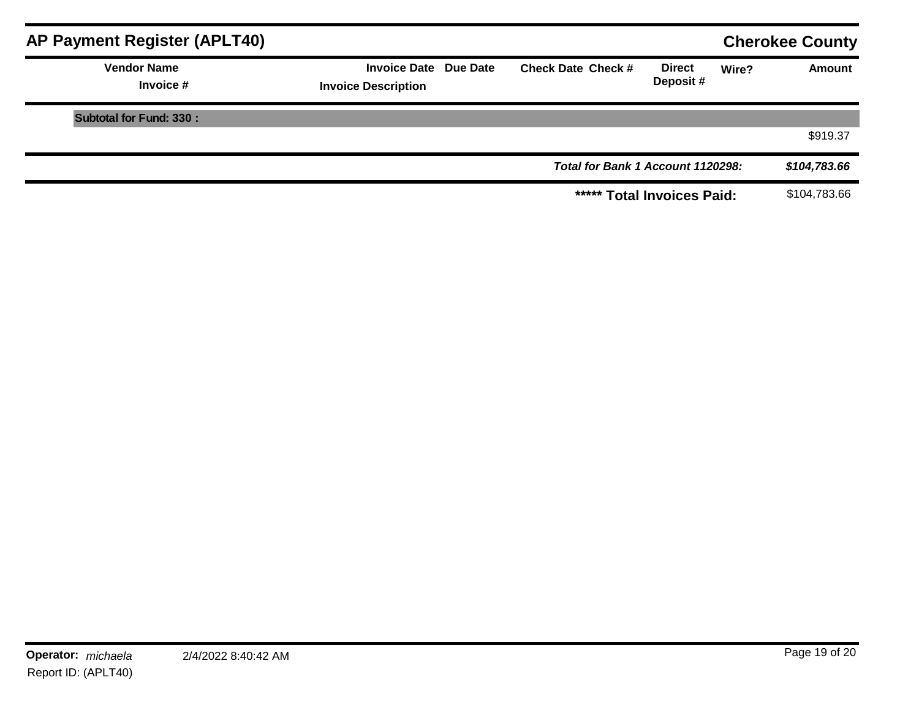| Vendor Name<br>Invoice # | Invoice Date<br>Invoice Description | Due Date | Check Date | Check # | Direct Deposit # | Wire? | Amount |
|---|---|---|---|---|---|---|---|
| **Subtotal for Fund: 330 :** | | | | | | | |
| | | | | | | | $919.37 |
| | | | | | ***Total for Bank 1 Account 1120298:*** | | ***$104,783.66*** |
| | | | | | **\*\*\*\*\* Total Invoices Paid:** | | $104,783.66 |

**Operator:** *michaela* 2/4/2022 8:40:42 AM

Report ID: (APLT40)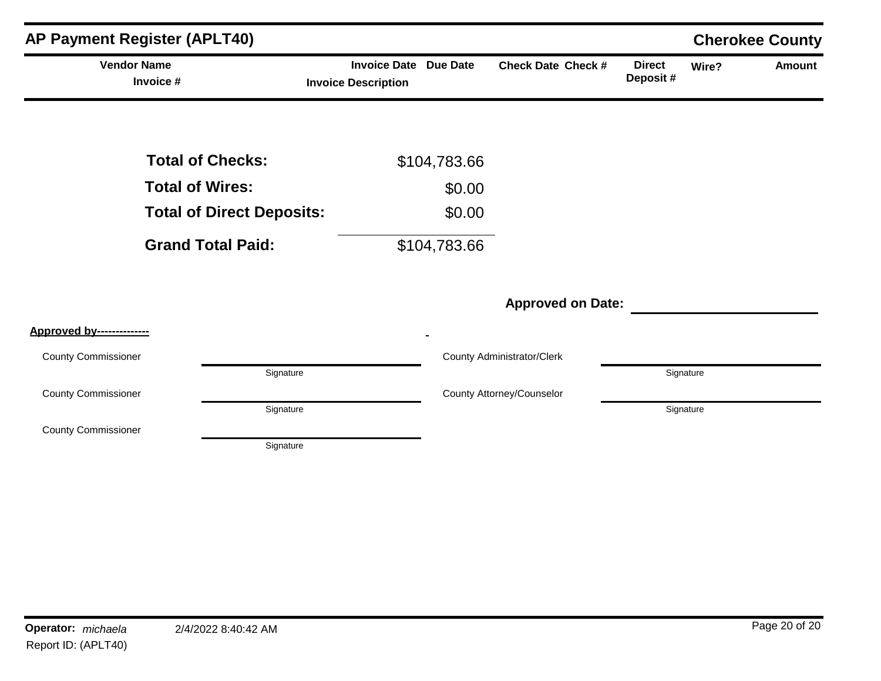# AP Payment Register (APLT40)

## Cherokee County

| Vendor Name / Invoice # | Invoice Date / Invoice Description | Due Date | Check Date | Check # | Direct Deposit # | Wire? | Amount |
|---|---|---|---|---|---|---|---|

| | |
|---|---|
| **Total of Checks:** | $104,783.66 |
| **Total of Wires:** | $0.00 |
| **Total of Direct Deposits:** | $0.00 |
| **Grand Total Paid:** | $104,783.66 |

**Approved on Date:** ____________________

**Approved by-------------**

County Commissioner ____________________
Signature

County Administrator/Clerk ____________________
Signature

County Commissioner ____________________
Signature

County Attorney/Counselor ____________________
Signature

County Commissioner ____________________
Signature

**Operator:** *michaela* 2/4/2022 8:40:42 AM

Report ID: (APLT40)